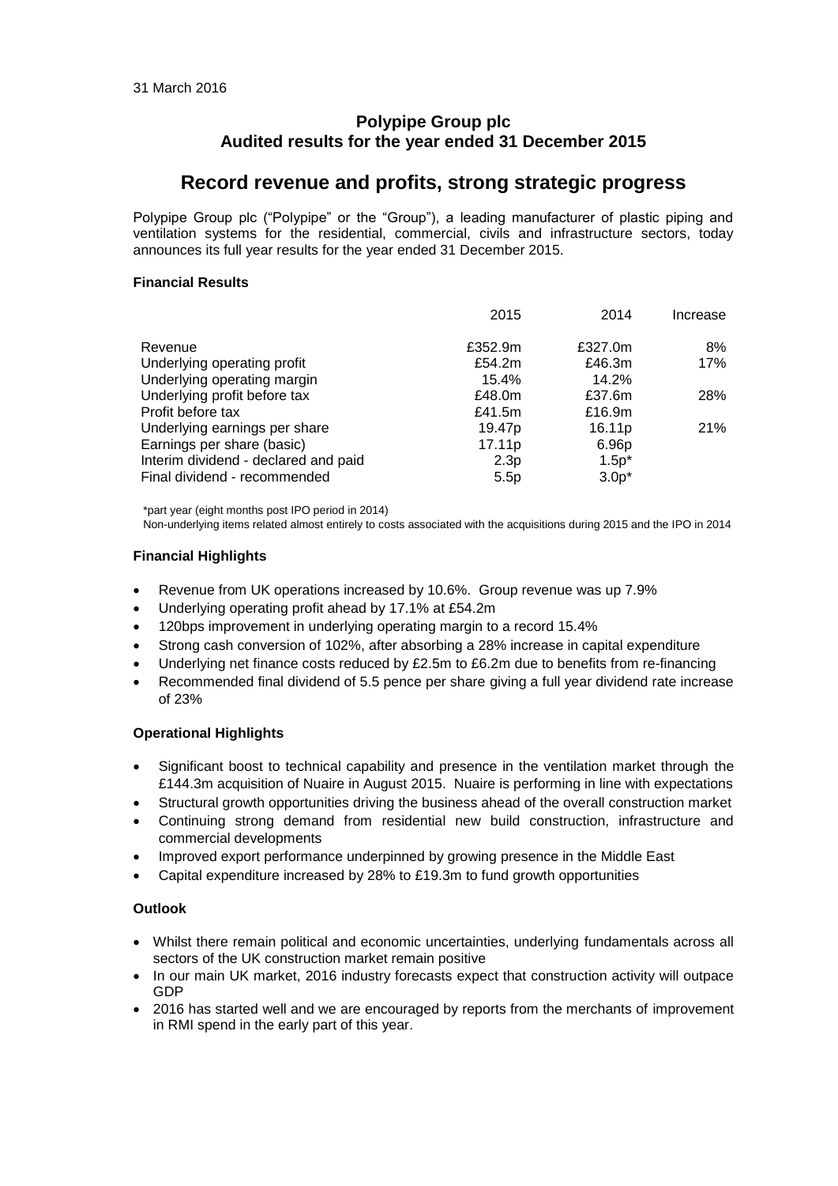31 March 2016

# Polypipe Group plc
## Audited results for the year ended 31 December 2015

# Record revenue and profits, strong strategic progress

Polypipe Group plc ("Polypipe" or the "Group"), a leading manufacturer of plastic piping and ventilation systems for the residential, commercial, civils and infrastructure sectors, today announces its full year results for the year ended 31 December 2015.

### Financial Results

| | 2015 | 2014 | Increase |
|---|---|---|---|
| Revenue | £352.9m | £327.0m | 8% |
| Underlying operating profit | £54.2m | £46.3m | 17% |
| Underlying operating margin | 15.4% | 14.2% | |
| Underlying profit before tax | £48.0m | £37.6m | 28% |
| Profit before tax | £41.5m | £16.9m | |
| Underlying earnings per share | 19.47p | 16.11p | 21% |
| Earnings per share (basic) | 17.11p | 6.96p | |
| Interim dividend - declared and paid | 2.3p | 1.5p* | |
| Final dividend - recommended | 5.5p | 3.0p* | |

*part year (eight months post IPO period in 2014)

Non-underlying items related almost entirely to costs associated with the acquisitions during 2015 and the IPO in 2014

### Financial Highlights

- Revenue from UK operations increased by 10.6%. Group revenue was up 7.9%
- Underlying operating profit ahead by 17.1% at £54.2m
- 120bps improvement in underlying operating margin to a record 15.4%
- Strong cash conversion of 102%, after absorbing a 28% increase in capital expenditure
- Underlying net finance costs reduced by £2.5m to £6.2m due to benefits from re-financing
- Recommended final dividend of 5.5 pence per share giving a full year dividend rate increase of 23%

### Operational Highlights

- Significant boost to technical capability and presence in the ventilation market through the £144.3m acquisition of Nuaire in August 2015. Nuaire is performing in line with expectations
- Structural growth opportunities driving the business ahead of the overall construction market
- Continuing strong demand from residential new build construction, infrastructure and commercial developments
- Improved export performance underpinned by growing presence in the Middle East
- Capital expenditure increased by 28% to £19.3m to fund growth opportunities

### Outlook

- Whilst there remain political and economic uncertainties, underlying fundamentals across all sectors of the UK construction market remain positive
- In our main UK market, 2016 industry forecasts expect that construction activity will outpace GDP
- 2016 has started well and we are encouraged by reports from the merchants of improvement in RMI spend in the early part of this year.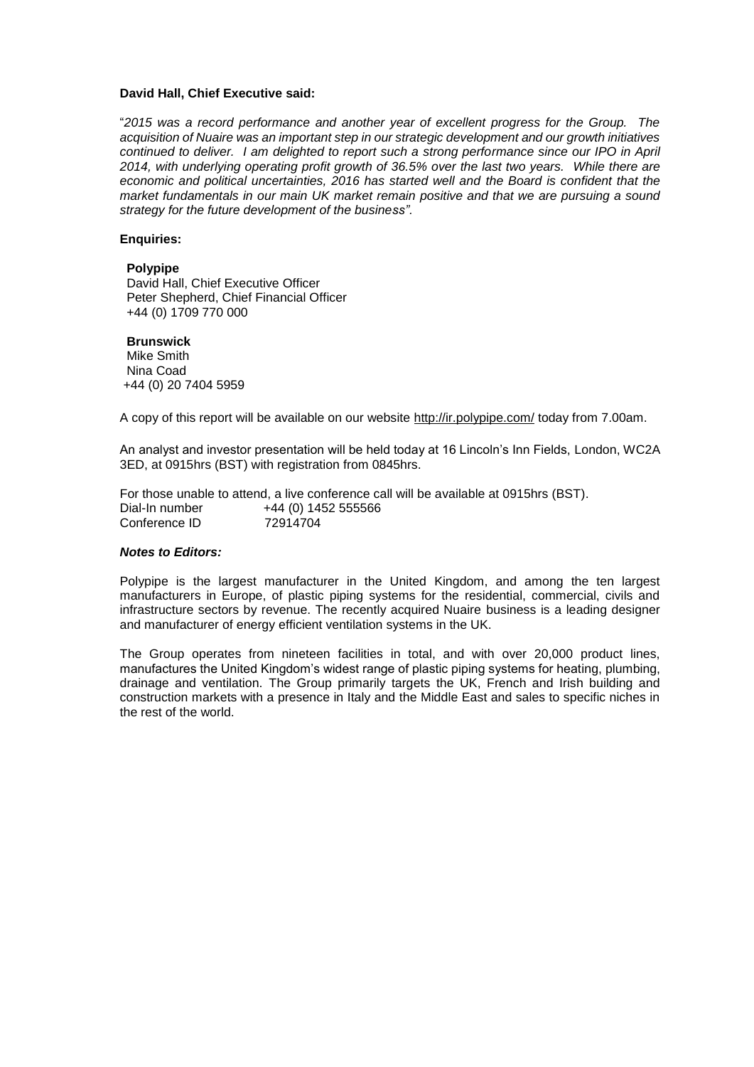**David Hall, Chief Executive said:**

"*2015 was a record performance and another year of excellent progress for the Group. The acquisition of Nuaire was an important step in our strategic development and our growth initiatives continued to deliver. I am delighted to report such a strong performance since our IPO in April 2014, with underlying operating profit growth of 36.5% over the last two years. While there are economic and political uncertainties, 2016 has started well and the Board is confident that the market fundamentals in our main UK market remain positive and that we are pursuing a sound strategy for the future development of the business".*

**Enquiries:**

**Polypipe**
David Hall, Chief Executive Officer
Peter Shepherd, Chief Financial Officer
+44 (0) 1709 770 000

**Brunswick**
Mike Smith
Nina Coad
+44 (0) 20 7404 5959

A copy of this report will be available on our website http://ir.polypipe.com/ today from 7.00am.

An analyst and investor presentation will be held today at 16 Lincoln's Inn Fields, London, WC2A 3ED, at 0915hrs (BST) with registration from 0845hrs.

For those unable to attend, a live conference call will be available at 0915hrs (BST).
Dial-In number +44 (0) 1452 555566
Conference ID 72914704

***Notes to Editors:***

Polypipe is the largest manufacturer in the United Kingdom, and among the ten largest manufacturers in Europe, of plastic piping systems for the residential, commercial, civils and infrastructure sectors by revenue. The recently acquired Nuaire business is a leading designer and manufacturer of energy efficient ventilation systems in the UK.

The Group operates from nineteen facilities in total, and with over 20,000 product lines, manufactures the United Kingdom's widest range of plastic piping systems for heating, plumbing, drainage and ventilation. The Group primarily targets the UK, French and Irish building and construction markets with a presence in Italy and the Middle East and sales to specific niches in the rest of the world.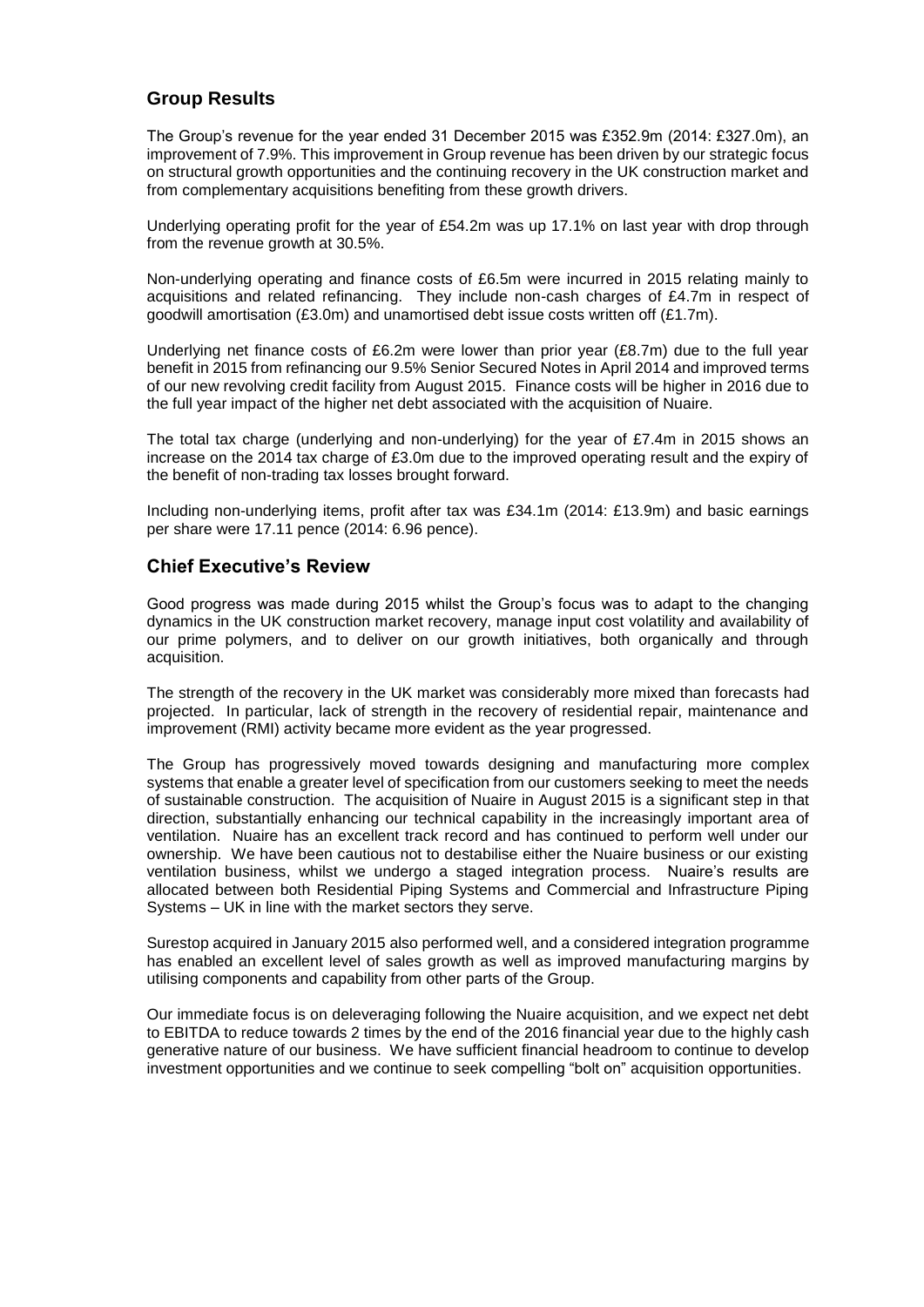## Group Results

The Group's revenue for the year ended 31 December 2015 was £352.9m (2014: £327.0m), an improvement of 7.9%. This improvement in Group revenue has been driven by our strategic focus on structural growth opportunities and the continuing recovery in the UK construction market and from complementary acquisitions benefiting from these growth drivers.

Underlying operating profit for the year of £54.2m was up 17.1% on last year with drop through from the revenue growth at 30.5%.

Non-underlying operating and finance costs of £6.5m were incurred in 2015 relating mainly to acquisitions and related refinancing. They include non-cash charges of £4.7m in respect of goodwill amortisation (£3.0m) and unamortised debt issue costs written off (£1.7m).

Underlying net finance costs of £6.2m were lower than prior year (£8.7m) due to the full year benefit in 2015 from refinancing our 9.5% Senior Secured Notes in April 2014 and improved terms of our new revolving credit facility from August 2015. Finance costs will be higher in 2016 due to the full year impact of the higher net debt associated with the acquisition of Nuaire.

The total tax charge (underlying and non-underlying) for the year of £7.4m in 2015 shows an increase on the 2014 tax charge of £3.0m due to the improved operating result and the expiry of the benefit of non-trading tax losses brought forward.

Including non-underlying items, profit after tax was £34.1m (2014: £13.9m) and basic earnings per share were 17.11 pence (2014: 6.96 pence).

## Chief Executive's Review

Good progress was made during 2015 whilst the Group's focus was to adapt to the changing dynamics in the UK construction market recovery, manage input cost volatility and availability of our prime polymers, and to deliver on our growth initiatives, both organically and through acquisition.

The strength of the recovery in the UK market was considerably more mixed than forecasts had projected. In particular, lack of strength in the recovery of residential repair, maintenance and improvement (RMI) activity became more evident as the year progressed.

The Group has progressively moved towards designing and manufacturing more complex systems that enable a greater level of specification from our customers seeking to meet the needs of sustainable construction. The acquisition of Nuaire in August 2015 is a significant step in that direction, substantially enhancing our technical capability in the increasingly important area of ventilation. Nuaire has an excellent track record and has continued to perform well under our ownership. We have been cautious not to destabilise either the Nuaire business or our existing ventilation business, whilst we undergo a staged integration process. Nuaire's results are allocated between both Residential Piping Systems and Commercial and Infrastructure Piping Systems – UK in line with the market sectors they serve.

Surestop acquired in January 2015 also performed well, and a considered integration programme has enabled an excellent level of sales growth as well as improved manufacturing margins by utilising components and capability from other parts of the Group.

Our immediate focus is on deleveraging following the Nuaire acquisition, and we expect net debt to EBITDA to reduce towards 2 times by the end of the 2016 financial year due to the highly cash generative nature of our business. We have sufficient financial headroom to continue to develop investment opportunities and we continue to seek compelling "bolt on" acquisition opportunities.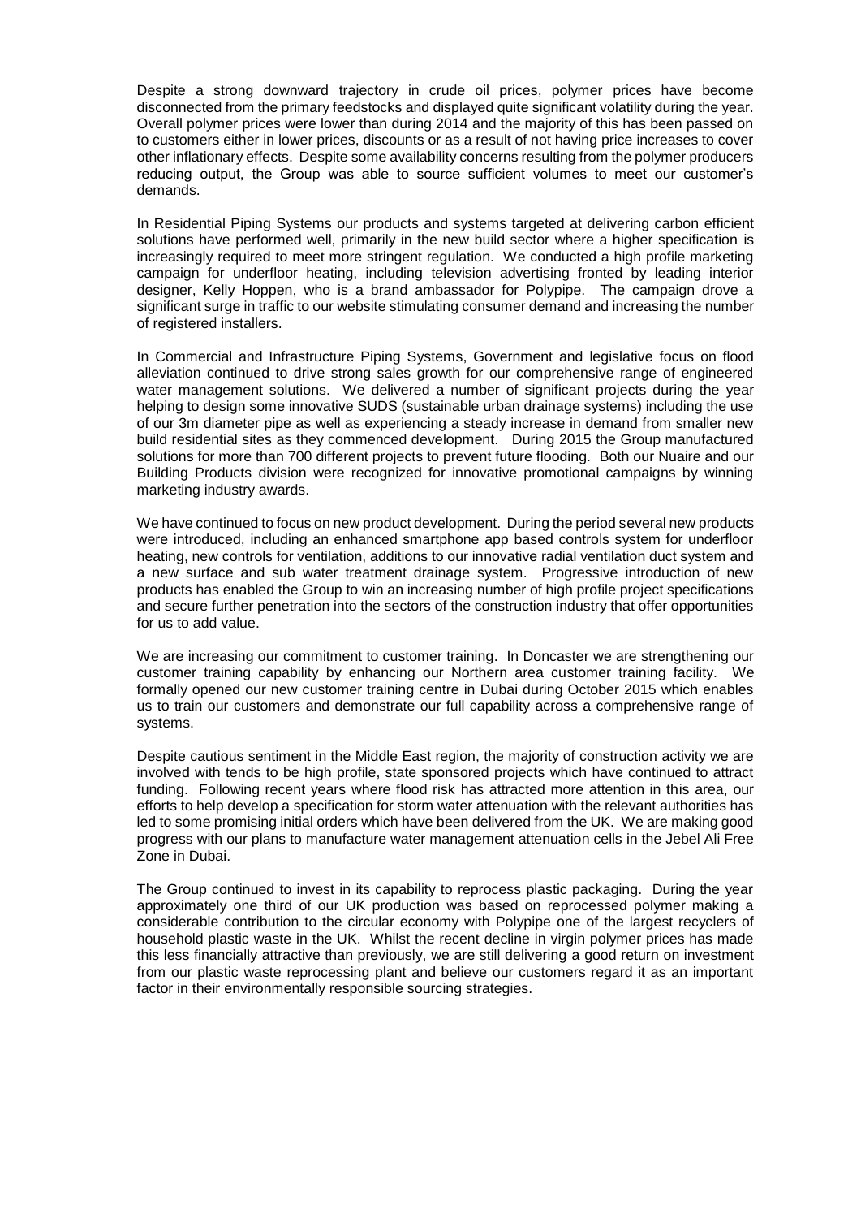Despite a strong downward trajectory in crude oil prices, polymer prices have become disconnected from the primary feedstocks and displayed quite significant volatility during the year. Overall polymer prices were lower than during 2014 and the majority of this has been passed on to customers either in lower prices, discounts or as a result of not having price increases to cover other inflationary effects. Despite some availability concerns resulting from the polymer producers reducing output, the Group was able to source sufficient volumes to meet our customer's demands.

In Residential Piping Systems our products and systems targeted at delivering carbon efficient solutions have performed well, primarily in the new build sector where a higher specification is increasingly required to meet more stringent regulation. We conducted a high profile marketing campaign for underfloor heating, including television advertising fronted by leading interior designer, Kelly Hoppen, who is a brand ambassador for Polypipe. The campaign drove a significant surge in traffic to our website stimulating consumer demand and increasing the number of registered installers.

In Commercial and Infrastructure Piping Systems, Government and legislative focus on flood alleviation continued to drive strong sales growth for our comprehensive range of engineered water management solutions. We delivered a number of significant projects during the year helping to design some innovative SUDS (sustainable urban drainage systems) including the use of our 3m diameter pipe as well as experiencing a steady increase in demand from smaller new build residential sites as they commenced development. During 2015 the Group manufactured solutions for more than 700 different projects to prevent future flooding. Both our Nuaire and our Building Products division were recognized for innovative promotional campaigns by winning marketing industry awards.

We have continued to focus on new product development. During the period several new products were introduced, including an enhanced smartphone app based controls system for underfloor heating, new controls for ventilation, additions to our innovative radial ventilation duct system and a new surface and sub water treatment drainage system. Progressive introduction of new products has enabled the Group to win an increasing number of high profile project specifications and secure further penetration into the sectors of the construction industry that offer opportunities for us to add value.

We are increasing our commitment to customer training. In Doncaster we are strengthening our customer training capability by enhancing our Northern area customer training facility. We formally opened our new customer training centre in Dubai during October 2015 which enables us to train our customers and demonstrate our full capability across a comprehensive range of systems.

Despite cautious sentiment in the Middle East region, the majority of construction activity we are involved with tends to be high profile, state sponsored projects which have continued to attract funding. Following recent years where flood risk has attracted more attention in this area, our efforts to help develop a specification for storm water attenuation with the relevant authorities has led to some promising initial orders which have been delivered from the UK. We are making good progress with our plans to manufacture water management attenuation cells in the Jebel Ali Free Zone in Dubai.

The Group continued to invest in its capability to reprocess plastic packaging. During the year approximately one third of our UK production was based on reprocessed polymer making a considerable contribution to the circular economy with Polypipe one of the largest recyclers of household plastic waste in the UK. Whilst the recent decline in virgin polymer prices has made this less financially attractive than previously, we are still delivering a good return on investment from our plastic waste reprocessing plant and believe our customers regard it as an important factor in their environmentally responsible sourcing strategies.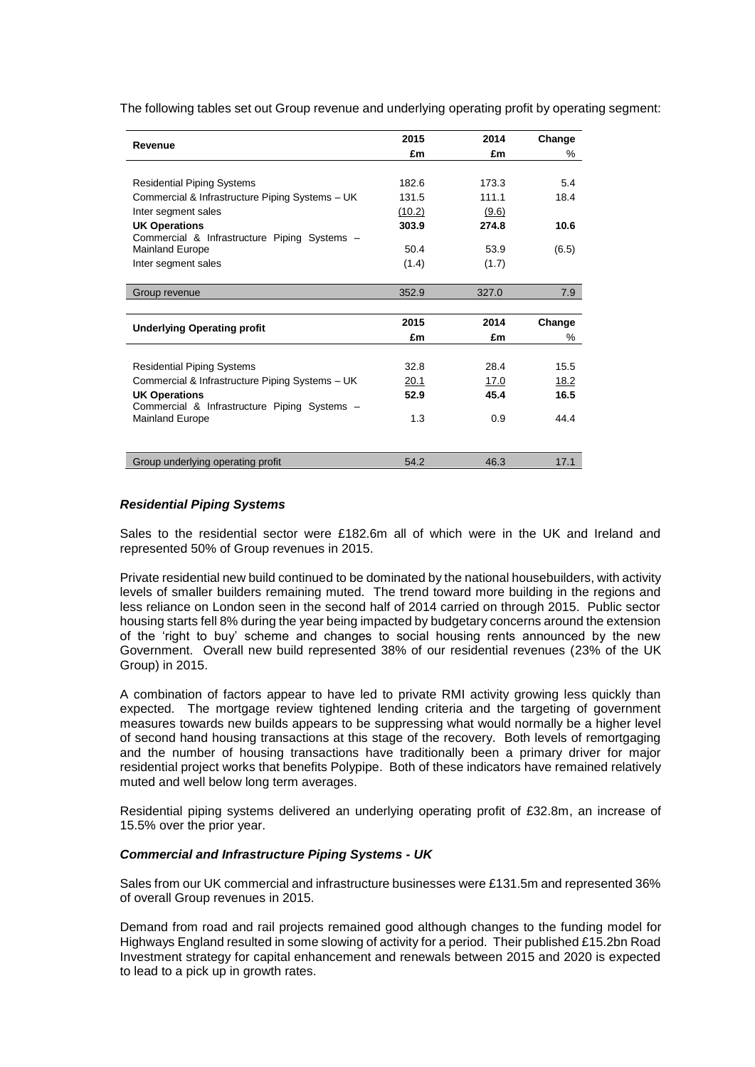The following tables set out Group revenue and underlying operating profit by operating segment:

| Revenue | 2015 | 2014 | Change |
|---|---|---|---|
| | £m | £m | % |
| Residential Piping Systems | 182.6 | 173.3 | 5.4 |
| Commercial & Infrastructure Piping Systems – UK | 131.5 | 111.1 | 18.4 |
| Inter segment sales | (10.2) | (9.6) | |
| **UK Operations** | **303.9** | **274.8** | **10.6** |
| Commercial & Infrastructure Piping Systems – Mainland Europe | 50.4 | 53.9 | (6.5) |
| Inter segment sales | (1.4) | (1.7) | |
| Group revenue | 352.9 | 327.0 | 7.9 |

| Underlying Operating profit | 2015 | 2014 | Change |
|---|---|---|---|
| | £m | £m | % |
| Residential Piping Systems | 32.8 | 28.4 | 15.5 |
| Commercial & Infrastructure Piping Systems – UK | 20.1 | 17.0 | 18.2 |
| **UK Operations** | **52.9** | **45.4** | **16.5** |
| Commercial & Infrastructure Piping Systems – Mainland Europe | 1.3 | 0.9 | 44.4 |
| Group underlying operating profit | 54.2 | 46.3 | 17.1 |

***Residential Piping Systems***

Sales to the residential sector were £182.6m all of which were in the UK and Ireland and represented 50% of Group revenues in 2015.

Private residential new build continued to be dominated by the national housebuilders, with activity levels of smaller builders remaining muted. The trend toward more building in the regions and less reliance on London seen in the second half of 2014 carried on through 2015. Public sector housing starts fell 8% during the year being impacted by budgetary concerns around the extension of the 'right to buy' scheme and changes to social housing rents announced by the new Government. Overall new build represented 38% of our residential revenues (23% of the UK Group) in 2015.

A combination of factors appear to have led to private RMI activity growing less quickly than expected. The mortgage review tightened lending criteria and the targeting of government measures towards new builds appears to be suppressing what would normally be a higher level of second hand housing transactions at this stage of the recovery. Both levels of remortgaging and the number of housing transactions have traditionally been a primary driver for major residential project works that benefits Polypipe. Both of these indicators have remained relatively muted and well below long term averages.

Residential piping systems delivered an underlying operating profit of £32.8m, an increase of 15.5% over the prior year.

***Commercial and Infrastructure Piping Systems - UK***

Sales from our UK commercial and infrastructure businesses were £131.5m and represented 36% of overall Group revenues in 2015.

Demand from road and rail projects remained good although changes to the funding model for Highways England resulted in some slowing of activity for a period. Their published £15.2bn Road Investment strategy for capital enhancement and renewals between 2015 and 2020 is expected to lead to a pick up in growth rates.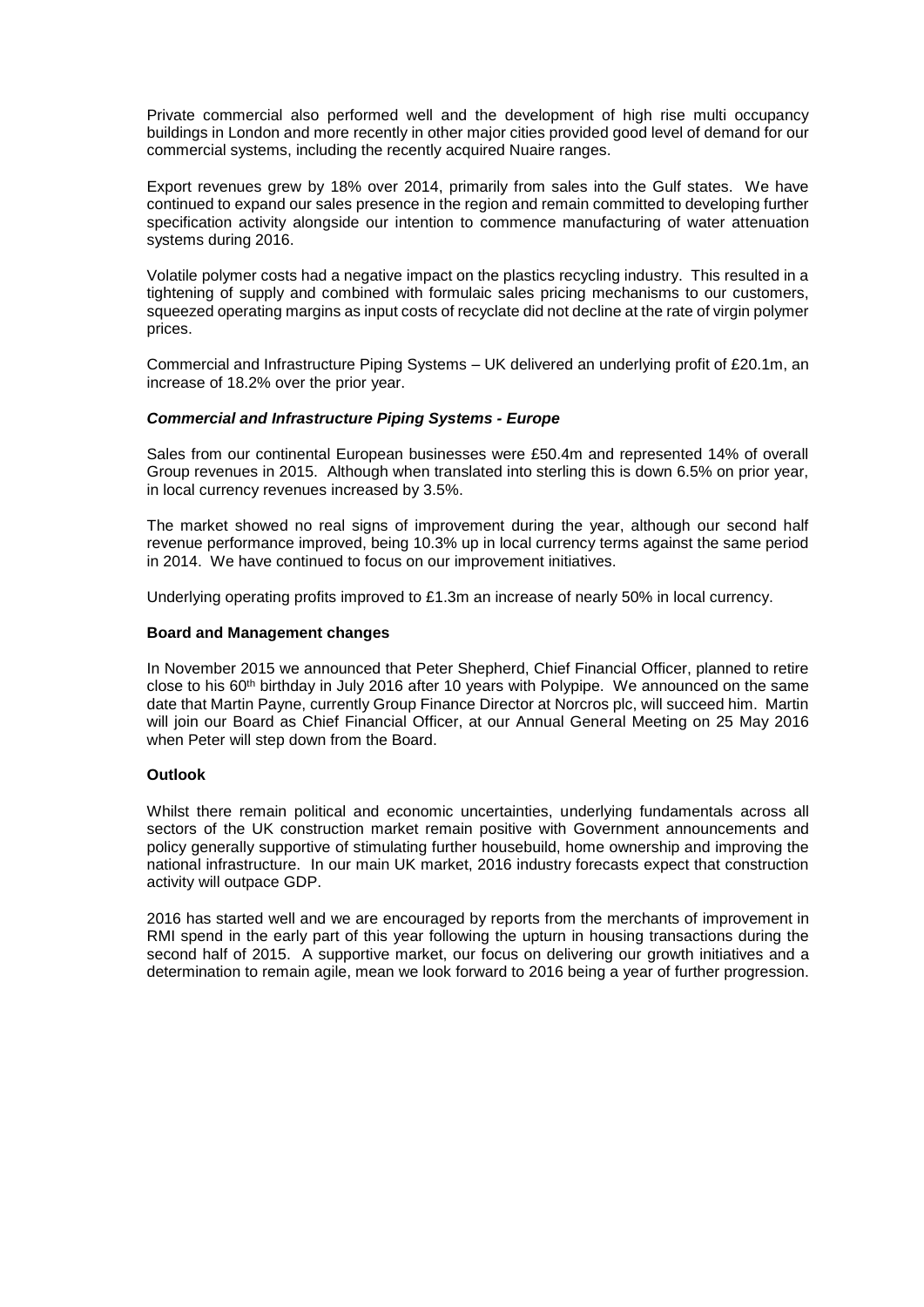Private commercial also performed well and the development of high rise multi occupancy buildings in London and more recently in other major cities provided good level of demand for our commercial systems, including the recently acquired Nuaire ranges.

Export revenues grew by 18% over 2014, primarily from sales into the Gulf states. We have continued to expand our sales presence in the region and remain committed to developing further specification activity alongside our intention to commence manufacturing of water attenuation systems during 2016.

Volatile polymer costs had a negative impact on the plastics recycling industry. This resulted in a tightening of supply and combined with formulaic sales pricing mechanisms to our customers, squeezed operating margins as input costs of recyclate did not decline at the rate of virgin polymer prices.

Commercial and Infrastructure Piping Systems – UK delivered an underlying profit of £20.1m, an increase of 18.2% over the prior year.

#### *Commercial and Infrastructure Piping Systems - Europe*

Sales from our continental European businesses were £50.4m and represented 14% of overall Group revenues in 2015. Although when translated into sterling this is down 6.5% on prior year, in local currency revenues increased by 3.5%.

The market showed no real signs of improvement during the year, although our second half revenue performance improved, being 10.3% up in local currency terms against the same period in 2014. We have continued to focus on our improvement initiatives.

Underlying operating profits improved to £1.3m an increase of nearly 50% in local currency.

### Board and Management changes

In November 2015 we announced that Peter Shepherd, Chief Financial Officer, planned to retire close to his 60th birthday in July 2016 after 10 years with Polypipe. We announced on the same date that Martin Payne, currently Group Finance Director at Norcros plc, will succeed him. Martin will join our Board as Chief Financial Officer, at our Annual General Meeting on 25 May 2016 when Peter will step down from the Board.

### Outlook

Whilst there remain political and economic uncertainties, underlying fundamentals across all sectors of the UK construction market remain positive with Government announcements and policy generally supportive of stimulating further housebuild, home ownership and improving the national infrastructure. In our main UK market, 2016 industry forecasts expect that construction activity will outpace GDP.

2016 has started well and we are encouraged by reports from the merchants of improvement in RMI spend in the early part of this year following the upturn in housing transactions during the second half of 2015. A supportive market, our focus on delivering our growth initiatives and a determination to remain agile, mean we look forward to 2016 being a year of further progression.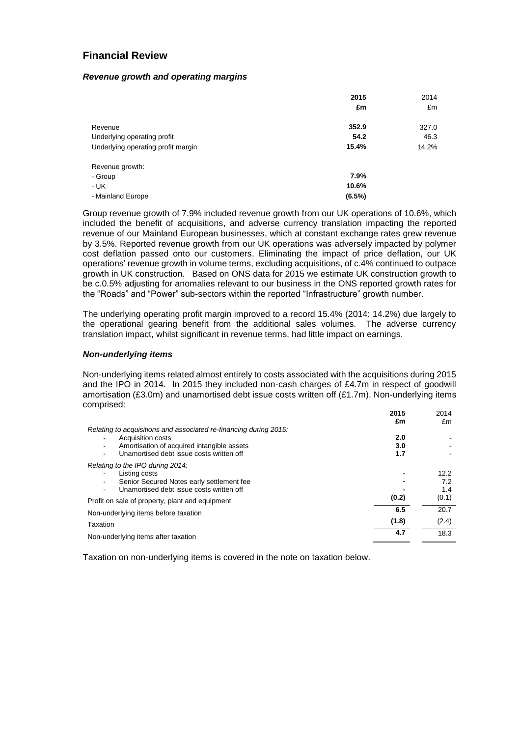## Financial Review

### *Revenue growth and operating margins*

| | 2015 | 2014 |
|---|---|---|
| | £m | £m |
| Revenue | **352.9** | 327.0 |
| Underlying operating profit | **54.2** | 46.3 |
| Underlying operating profit margin | **15.4%** | 14.2% |
| Revenue growth: | | |
| - Group | **7.9%** | |
| - UK | **10.6%** | |
| - Mainland Europe | **(6.5%)** | |

Group revenue growth of 7.9% included revenue growth from our UK operations of 10.6%, which included the benefit of acquisitions, and adverse currency translation impacting the reported revenue of our Mainland European businesses, which at constant exchange rates grew revenue by 3.5%. Reported revenue growth from our UK operations was adversely impacted by polymer cost deflation passed onto our customers. Eliminating the impact of price deflation, our UK operations' revenue growth in volume terms, excluding acquisitions, of c.4% continued to outpace growth in UK construction. Based on ONS data for 2015 we estimate UK construction growth to be c.0.5% adjusting for anomalies relevant to our business in the ONS reported growth rates for the "Roads" and "Power" sub-sectors within the reported "Infrastructure" growth number.

The underlying operating profit margin improved to a record 15.4% (2014: 14.2%) due largely to the operational gearing benefit from the additional sales volumes. The adverse currency translation impact, whilst significant in revenue terms, had little impact on earnings.

### *Non-underlying items*

Non-underlying items related almost entirely to costs associated with the acquisitions during 2015 and the IPO in 2014. In 2015 they included non-cash charges of £4.7m in respect of goodwill amortisation (£3.0m) and unamortised debt issue costs written off (£1.7m). Non-underlying items comprised:

| | 2015 | 2014 |
|---|---|---|
| | £m | £m |
| *Relating to acquisitions and associated re-financing during 2015:* | | |
| - Acquisition costs | **2.0** | - |
| - Amortisation of acquired intangible assets | **3.0** | - |
| - Unamortised debt issue costs written off | **1.7** | - |
| *Relating to the IPO during 2014:* | | |
| - Listing costs | **-** | 12.2 |
| - Senior Secured Notes early settlement fee | **-** | 7.2 |
| - Unamortised debt issue costs written off | **-** | 1.4 |
| Profit on sale of property, plant and equipment | **(0.2)** | (0.1) |
| Non-underlying items before taxation | **6.5** | 20.7 |
| Taxation | **(1.8)** | (2.4) |
| Non-underlying items after taxation | **4.7** | 18.3 |

Taxation on non-underlying items is covered in the note on taxation below.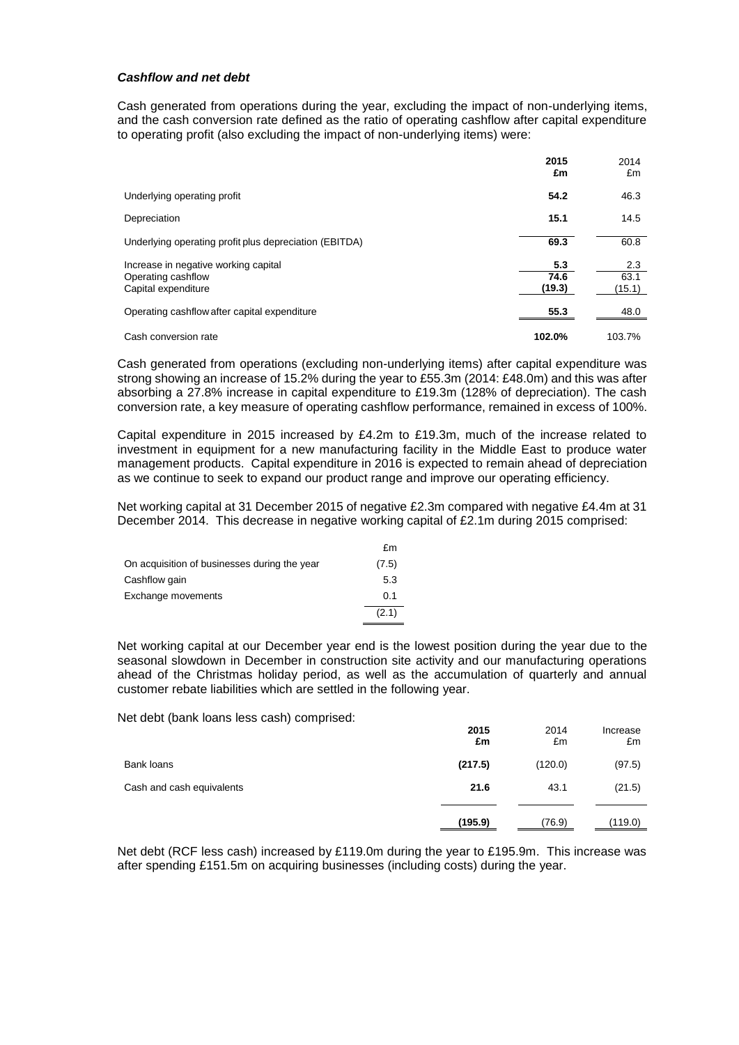***Cashflow and net debt***

Cash generated from operations during the year, excluding the impact of non-underlying items, and the cash conversion rate defined as the ratio of operating cashflow after capital expenditure to operating profit (also excluding the impact of non-underlying items) were:

| | **2015 £m** | 2014 £m |
|---|---|---|
| Underlying operating profit | **54.2** | 46.3 |
| Depreciation | **15.1** | 14.5 |
| Underlying operating profit plus depreciation (EBITDA) | **69.3** | 60.8 |
| Increase in negative working capital | **5.3** | 2.3 |
| Operating cashflow | **74.6** | 63.1 |
| Capital expenditure | **(19.3)** | (15.1) |
| Operating cashflow after capital expenditure | **55.3** | 48.0 |
| Cash conversion rate | **102.0%** | 103.7% |

Cash generated from operations (excluding non-underlying items) after capital expenditure was strong showing an increase of 15.2% during the year to £55.3m (2014: £48.0m) and this was after absorbing a 27.8% increase in capital expenditure to £19.3m (128% of depreciation). The cash conversion rate, a key measure of operating cashflow performance, remained in excess of 100%.

Capital expenditure in 2015 increased by £4.2m to £19.3m, much of the increase related to investment in equipment for a new manufacturing facility in the Middle East to produce water management products. Capital expenditure in 2016 is expected to remain ahead of depreciation as we continue to seek to expand our product range and improve our operating efficiency.

Net working capital at 31 December 2015 of negative £2.3m compared with negative £4.4m at 31 December 2014. This decrease in negative working capital of £2.1m during 2015 comprised:

| | £m |
|---|---|
| On acquisition of businesses during the year | (7.5) |
| Cashflow gain | 5.3 |
| Exchange movements | 0.1 |
| | (2.1) |

Net working capital at our December year end is the lowest position during the year due to the seasonal slowdown in December in construction site activity and our manufacturing operations ahead of the Christmas holiday period, as well as the accumulation of quarterly and annual customer rebate liabilities which are settled in the following year.

Net debt (bank loans less cash) comprised:

| | **2015 £m** | 2014 £m | Increase £m |
|---|---|---|---|
| Bank loans | **(217.5)** | (120.0) | (97.5) |
| Cash and cash equivalents | **21.6** | 43.1 | (21.5) |
| | **(195.9)** | (76.9) | (119.0) |

Net debt (RCF less cash) increased by £119.0m during the year to £195.9m. This increase was after spending £151.5m on acquiring businesses (including costs) during the year.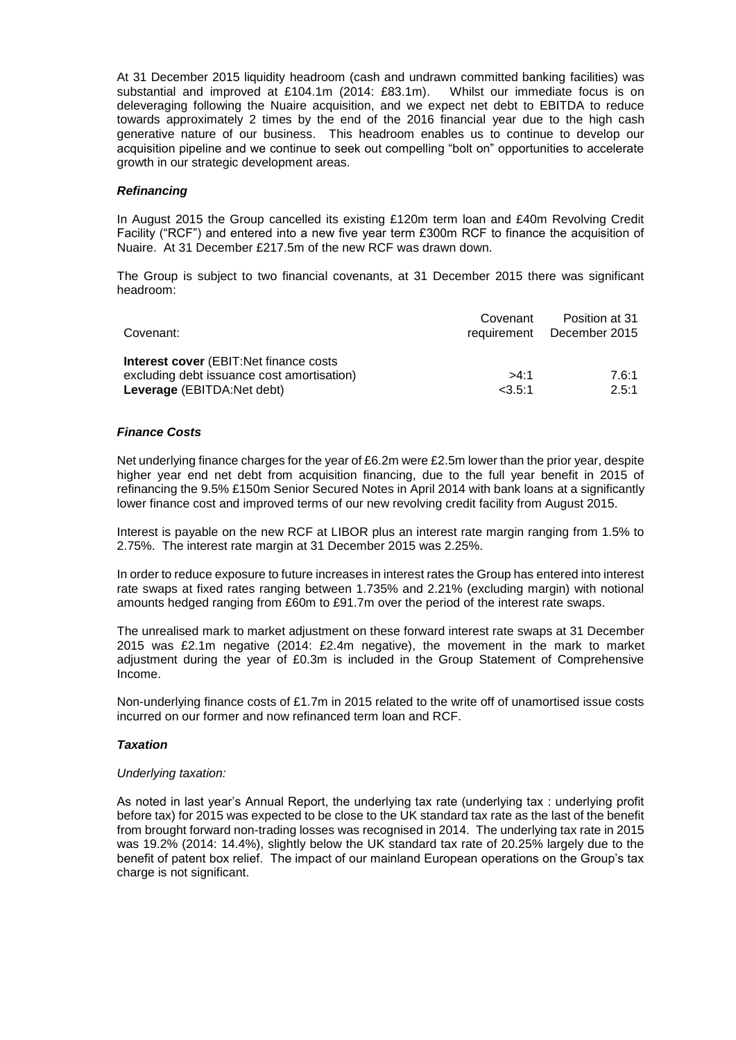At 31 December 2015 liquidity headroom (cash and undrawn committed banking facilities) was substantial and improved at £104.1m (2014: £83.1m). Whilst our immediate focus is on deleveraging following the Nuaire acquisition, and we expect net debt to EBITDA to reduce towards approximately 2 times by the end of the 2016 financial year due to the high cash generative nature of our business. This headroom enables us to continue to develop our acquisition pipeline and we continue to seek out compelling "bolt on" opportunities to accelerate growth in our strategic development areas.

### *Refinancing*

In August 2015 the Group cancelled its existing £120m term loan and £40m Revolving Credit Facility ("RCF") and entered into a new five year term £300m RCF to finance the acquisition of Nuaire. At 31 December £217.5m of the new RCF was drawn down.

The Group is subject to two financial covenants, at 31 December 2015 there was significant headroom:

| Covenant: | Covenant requirement | Position at 31 December 2015 |
|---|---|---|
| **Interest cover** (EBIT:Net finance costs excluding debt issuance cost amortisation) | >4:1 | 7.6:1 |
| **Leverage** (EBITDA:Net debt) | <3.5:1 | 2.5:1 |

### *Finance Costs*

Net underlying finance charges for the year of £6.2m were £2.5m lower than the prior year, despite higher year end net debt from acquisition financing, due to the full year benefit in 2015 of refinancing the 9.5% £150m Senior Secured Notes in April 2014 with bank loans at a significantly lower finance cost and improved terms of our new revolving credit facility from August 2015.

Interest is payable on the new RCF at LIBOR plus an interest rate margin ranging from 1.5% to 2.75%. The interest rate margin at 31 December 2015 was 2.25%.

In order to reduce exposure to future increases in interest rates the Group has entered into interest rate swaps at fixed rates ranging between 1.735% and 2.21% (excluding margin) with notional amounts hedged ranging from £60m to £91.7m over the period of the interest rate swaps.

The unrealised mark to market adjustment on these forward interest rate swaps at 31 December 2015 was £2.1m negative (2014: £2.4m negative), the movement in the mark to market adjustment during the year of £0.3m is included in the Group Statement of Comprehensive Income.

Non-underlying finance costs of £1.7m in 2015 related to the write off of unamortised issue costs incurred on our former and now refinanced term loan and RCF.

### *Taxation*

*Underlying taxation:*

As noted in last year's Annual Report, the underlying tax rate (underlying tax : underlying profit before tax) for 2015 was expected to be close to the UK standard tax rate as the last of the benefit from brought forward non-trading losses was recognised in 2014. The underlying tax rate in 2015 was 19.2% (2014: 14.4%), slightly below the UK standard tax rate of 20.25% largely due to the benefit of patent box relief. The impact of our mainland European operations on the Group's tax charge is not significant.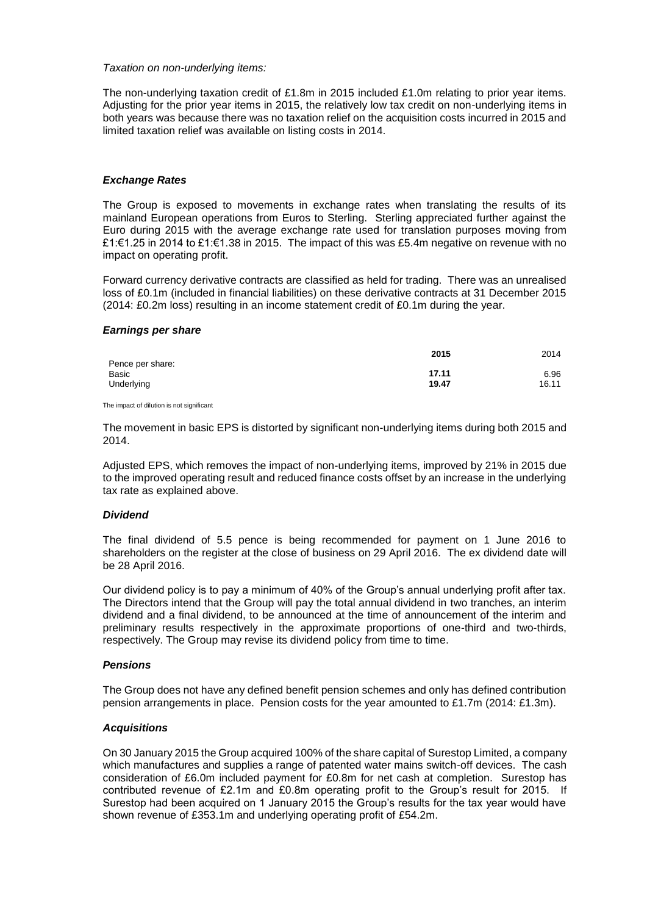*Taxation on non-underlying items:*

The non-underlying taxation credit of £1.8m in 2015 included £1.0m relating to prior year items. Adjusting for the prior year items in 2015, the relatively low tax credit on non-underlying items in both years was because there was no taxation relief on the acquisition costs incurred in 2015 and limited taxation relief was available on listing costs in 2014.

### *Exchange Rates*

The Group is exposed to movements in exchange rates when translating the results of its mainland European operations from Euros to Sterling. Sterling appreciated further against the Euro during 2015 with the average exchange rate used for translation purposes moving from £1:€1.25 in 2014 to £1:€1.38 in 2015. The impact of this was £5.4m negative on revenue with no impact on operating profit.

Forward currency derivative contracts are classified as held for trading. There was an unrealised loss of £0.1m (included in financial liabilities) on these derivative contracts at 31 December 2015 (2014: £0.2m loss) resulting in an income statement credit of £0.1m during the year.

### *Earnings per share*

| | **2015** | 2014 |
|---|---|---|
| Pence per share: | | |
| Basic | **17.11** | 6.96 |
| Underlying | **19.47** | 16.11 |

The impact of dilution is not significant

The movement in basic EPS is distorted by significant non-underlying items during both 2015 and 2014.

Adjusted EPS, which removes the impact of non-underlying items, improved by 21% in 2015 due to the improved operating result and reduced finance costs offset by an increase in the underlying tax rate as explained above.

### *Dividend*

The final dividend of 5.5 pence is being recommended for payment on 1 June 2016 to shareholders on the register at the close of business on 29 April 2016. The ex dividend date will be 28 April 2016.

Our dividend policy is to pay a minimum of 40% of the Group's annual underlying profit after tax. The Directors intend that the Group will pay the total annual dividend in two tranches, an interim dividend and a final dividend, to be announced at the time of announcement of the interim and preliminary results respectively in the approximate proportions of one-third and two-thirds, respectively. The Group may revise its dividend policy from time to time.

### *Pensions*

The Group does not have any defined benefit pension schemes and only has defined contribution pension arrangements in place. Pension costs for the year amounted to £1.7m (2014: £1.3m).

### *Acquisitions*

On 30 January 2015 the Group acquired 100% of the share capital of Surestop Limited, a company which manufactures and supplies a range of patented water mains switch-off devices. The cash consideration of £6.0m included payment for £0.8m for net cash at completion. Surestop has contributed revenue of £2.1m and £0.8m operating profit to the Group's result for 2015. If Surestop had been acquired on 1 January 2015 the Group's results for the tax year would have shown revenue of £353.1m and underlying operating profit of £54.2m.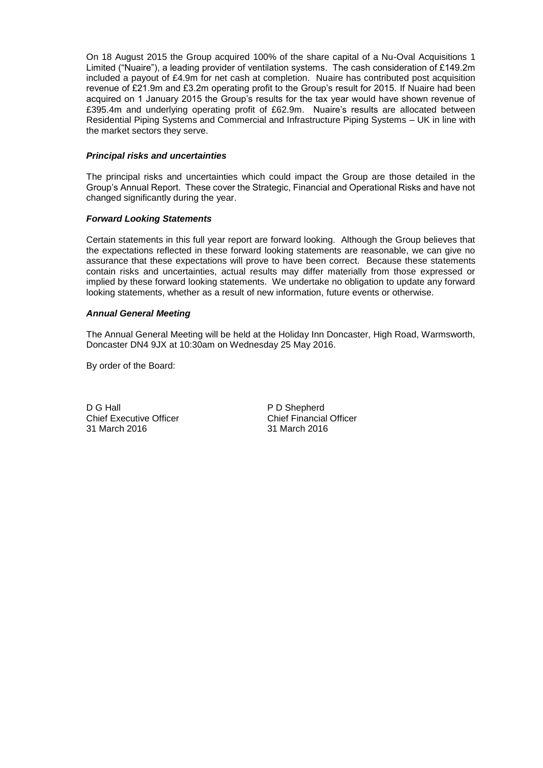On 18 August 2015 the Group acquired 100% of the share capital of a Nu-Oval Acquisitions 1 Limited ("Nuaire"), a leading provider of ventilation systems. The cash consideration of £149.2m included a payout of £4.9m for net cash at completion. Nuaire has contributed post acquisition revenue of £21.9m and £3.2m operating profit to the Group's result for 2015. If Nuaire had been acquired on 1 January 2015 the Group's results for the tax year would have shown revenue of £395.4m and underlying operating profit of £62.9m. Nuaire's results are allocated between Residential Piping Systems and Commercial and Infrastructure Piping Systems – UK in line with the market sectors they serve.

***Principal risks and uncertainties***

The principal risks and uncertainties which could impact the Group are those detailed in the Group's Annual Report. These cover the Strategic, Financial and Operational Risks and have not changed significantly during the year.

***Forward Looking Statements***

Certain statements in this full year report are forward looking. Although the Group believes that the expectations reflected in these forward looking statements are reasonable, we can give no assurance that these expectations will prove to have been correct. Because these statements contain risks and uncertainties, actual results may differ materially from those expressed or implied by these forward looking statements. We undertake no obligation to update any forward looking statements, whether as a result of new information, future events or otherwise.

***Annual General Meeting***

The Annual General Meeting will be held at the Holiday Inn Doncaster, High Road, Warmsworth, Doncaster DN4 9JX at 10:30am on Wednesday 25 May 2016.

By order of the Board:

D G Hall
Chief Executive Officer
31 March 2016

P D Shepherd
Chief Financial Officer
31 March 2016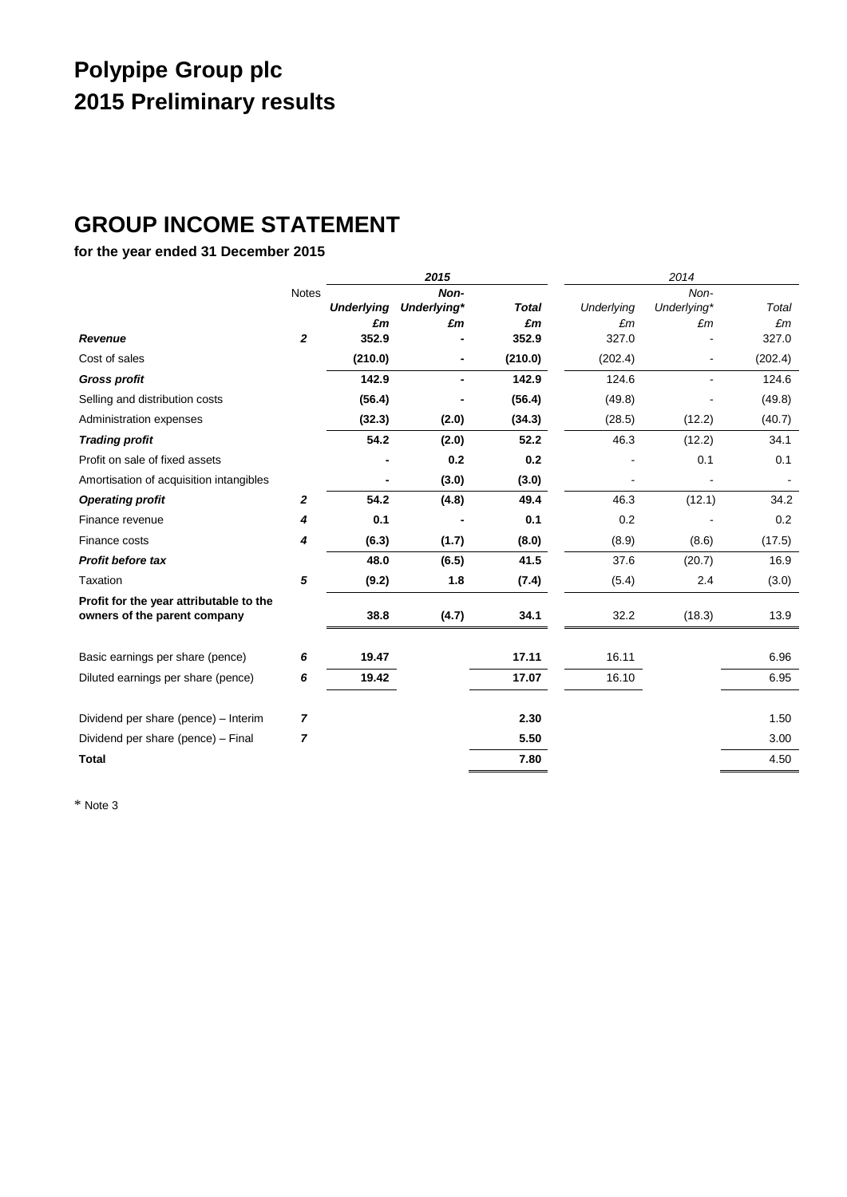# Polypipe Group plc
# 2015 Preliminary results

## GROUP INCOME STATEMENT

**for the year ended 31 December 2015**

| | Notes | **2015** | | | *2014* | | |
|---|---|---|---|---|---|---|---|
| | | ***Underlying*** | ***Non-Underlying**** | ***Total*** | *Underlying* | *Non-Underlying** | *Total* |
| | | ***£m*** | ***£m*** | ***£m*** | *£m* | *£m* | *£m* |
| ***Revenue*** | ***2*** | **352.9** | **-** | **352.9** | 327.0 | - | 327.0 |
| Cost of sales | | **(210.0)** | **-** | **(210.0)** | (202.4) | - | (202.4) |
| ***Gross profit*** | | **142.9** | **-** | **142.9** | 124.6 | - | 124.6 |
| Selling and distribution costs | | **(56.4)** | **-** | **(56.4)** | (49.8) | - | (49.8) |
| Administration expenses | | **(32.3)** | **(2.0)** | **(34.3)** | (28.5) | (12.2) | (40.7) |
| ***Trading profit*** | | **54.2** | **(2.0)** | **52.2** | 46.3 | (12.2) | 34.1 |
| Profit on sale of fixed assets | | **-** | **0.2** | **0.2** | - | 0.1 | 0.1 |
| Amortisation of acquisition intangibles | | **-** | **(3.0)** | **(3.0)** | - | - | - |
| ***Operating profit*** | ***2*** | **54.2** | **(4.8)** | **49.4** | 46.3 | (12.1) | 34.2 |
| Finance revenue | ***4*** | **0.1** | **-** | **0.1** | 0.2 | - | 0.2 |
| Finance costs | ***4*** | **(6.3)** | **(1.7)** | **(8.0)** | (8.9) | (8.6) | (17.5) |
| ***Profit before tax*** | | **48.0** | **(6.5)** | **41.5** | 37.6 | (20.7) | 16.9 |
| Taxation | ***5*** | **(9.2)** | **1.8** | **(7.4)** | (5.4) | 2.4 | (3.0) |
| **Profit for the year attributable to the owners of the parent company** | | **38.8** | **(4.7)** | **34.1** | 32.2 | (18.3) | 13.9 |
| | | | | | | | |
| Basic earnings per share (pence) | ***6*** | **19.47** | | **17.11** | 16.11 | | 6.96 |
| Diluted earnings per share (pence) | ***6*** | **19.42** | | **17.07** | 16.10 | | 6.95 |
| | | | | | | | |
| Dividend per share (pence) – Interim | ***7*** | | | **2.30** | | | 1.50 |
| Dividend per share (pence) – Final | ***7*** | | | **5.50** | | | 3.00 |
| **Total** | | | | **7.80** | | | 4.50 |

* Note 3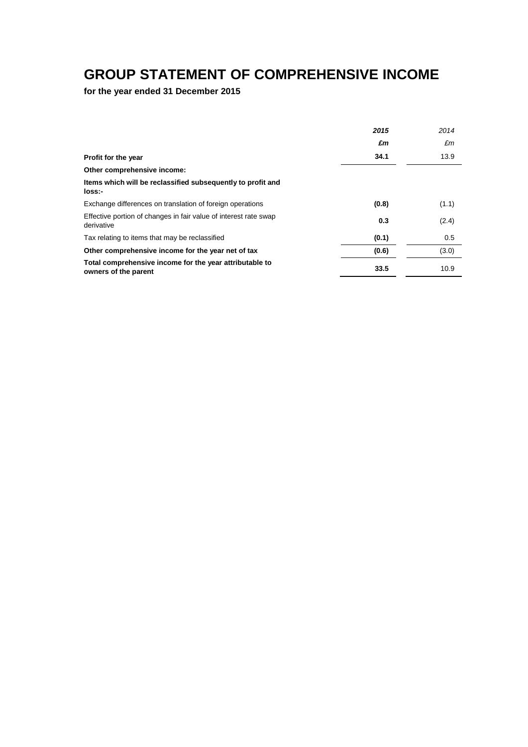# GROUP STATEMENT OF COMPREHENSIVE INCOME

**for the year ended 31 December 2015**

| | ***2015*** | *2014* |
|---|---|---|
| | ***£m*** | *£m* |
| **Profit for the year** | **34.1** | 13.9 |
| **Other comprehensive income:** | | |
| **Items which will be reclassified subsequently to profit and loss:-** | | |
| Exchange differences on translation of foreign operations | **(0.8)** | (1.1) |
| Effective portion of changes in fair value of interest rate swap derivative | **0.3** | (2.4) |
| Tax relating to items that may be reclassified | **(0.1)** | 0.5 |
| **Other comprehensive income for the year net of tax** | **(0.6)** | (3.0) |
| **Total comprehensive income for the year attributable to owners of the parent** | **33.5** | 10.9 |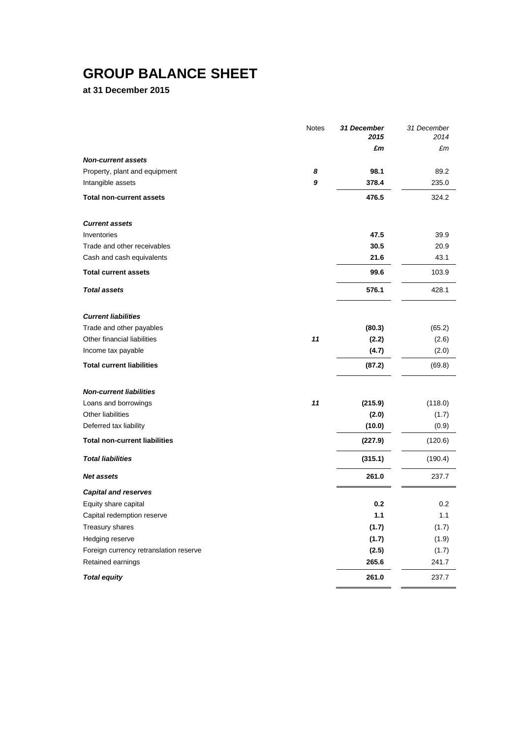# GROUP BALANCE SHEET

**at 31 December 2015**

| | Notes | *31 December 2015* | *31 December 2014* |
|---|---|---|---|
| | | ***£m*** | *£m* |
| ***Non-current assets*** | | | |
| Property, plant and equipment | ***8*** | **98.1** | 89.2 |
| Intangible assets | ***9*** | **378.4** | 235.0 |
| **Total non-current assets** | | **476.5** | 324.2 |
| | | | |
| ***Current assets*** | | | |
| Inventories | | **47.5** | 39.9 |
| Trade and other receivables | | **30.5** | 20.9 |
| Cash and cash equivalents | | **21.6** | 43.1 |
| **Total current assets** | | **99.6** | 103.9 |
| ***Total assets*** | | **576.1** | 428.1 |
| | | | |
| ***Current liabilities*** | | | |
| Trade and other payables | | **(80.3)** | (65.2) |
| Other financial liabilities | ***11*** | **(2.2)** | (2.6) |
| Income tax payable | | **(4.7)** | (2.0) |
| **Total current liabilities** | | **(87.2)** | (69.8) |
| | | | |
| ***Non-current liabilities*** | | | |
| Loans and borrowings | ***11*** | **(215.9)** | (118.0) |
| Other liabilities | | **(2.0)** | (1.7) |
| Deferred tax liability | | **(10.0)** | (0.9) |
| **Total non-current liabilities** | | **(227.9)** | (120.6) |
| ***Total liabilities*** | | **(315.1)** | (190.4) |
| ***Net assets*** | | **261.0** | 237.7 |
| ***Capital and reserves*** | | | |
| Equity share capital | | **0.2** | 0.2 |
| Capital redemption reserve | | **1.1** | 1.1 |
| Treasury shares | | **(1.7)** | (1.7) |
| Hedging reserve | | **(1.7)** | (1.9) |
| Foreign currency retranslation reserve | | **(2.5)** | (1.7) |
| Retained earnings | | **265.6** | 241.7 |
| ***Total equity*** | | **261.0** | 237.7 |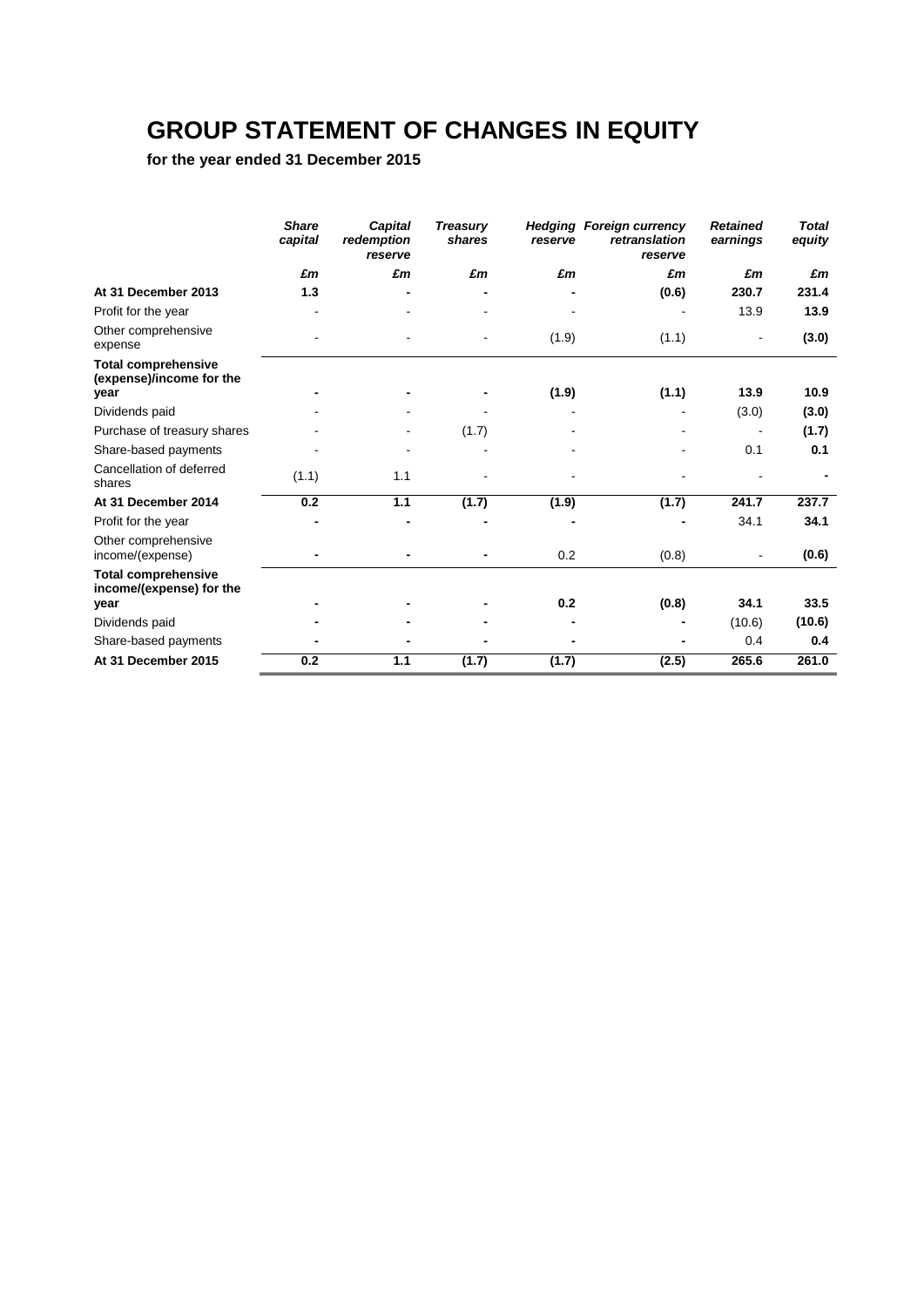# GROUP STATEMENT OF CHANGES IN EQUITY

**for the year ended 31 December 2015**

| | *Share capital* | *Capital redemption reserve* | *Treasury shares* | *Hedging reserve* | *Foreign currency retranslation reserve* | *Retained earnings* | *Total equity* |
|---|---|---|---|---|---|---|---|
| | *£m* | *£m* | *£m* | *£m* | *£m* | *£m* | *£m* |
| **At 31 December 2013** | **1.3** | **-** | **-** | **-** | **(0.6)** | **230.7** | **231.4** |
| Profit for the year | - | - | - | - | - | 13.9 | **13.9** |
| Other comprehensive expense | - | - | - | (1.9) | (1.1) | - | **(3.0)** |
| **Total comprehensive (expense)/income for the year** | **-** | **-** | **-** | **(1.9)** | **(1.1)** | **13.9** | **10.9** |
| Dividends paid | - | - | - | - | - | (3.0) | **(3.0)** |
| Purchase of treasury shares | - | - | (1.7) | - | - | - | **(1.7)** |
| Share-based payments | - | - | - | - | - | 0.1 | **0.1** |
| Cancellation of deferred shares | (1.1) | 1.1 | - | - | - | - | **-** |
| **At 31 December 2014** | **0.2** | **1.1** | **(1.7)** | **(1.9)** | **(1.7)** | **241.7** | **237.7** |
| Profit for the year | **-** | **-** | **-** | **-** | **-** | 34.1 | **34.1** |
| Other comprehensive income/(expense) | **-** | **-** | **-** | 0.2 | (0.8) | - | **(0.6)** |
| **Total comprehensive income/(expense) for the year** | **-** | **-** | **-** | **0.2** | **(0.8)** | **34.1** | **33.5** |
| Dividends paid | **-** | **-** | **-** | **-** | **-** | (10.6) | **(10.6)** |
| Share-based payments | **-** | **-** | **-** | **-** | **-** | 0.4 | **0.4** |
| **At 31 December 2015** | **0.2** | **1.1** | **(1.7)** | **(1.7)** | **(2.5)** | **265.6** | **261.0** |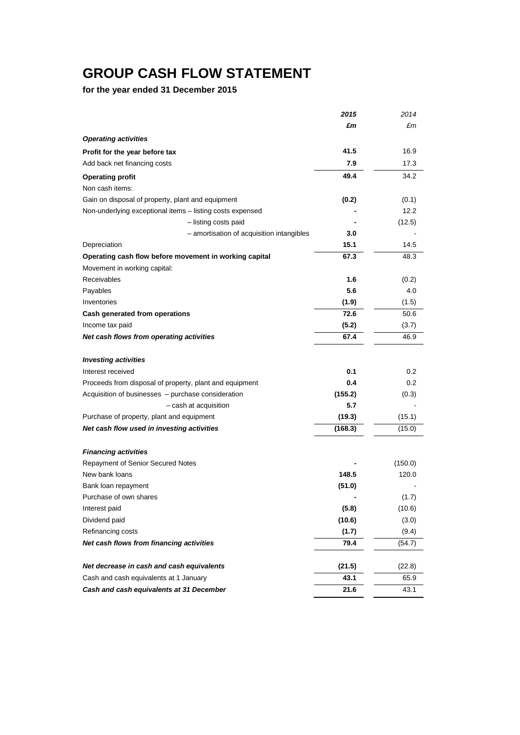# GROUP CASH FLOW STATEMENT

**for the year ended 31 December 2015**

| | *2015* | *2014* |
|---|---|---|
| | ***£m*** | *£m* |
| ***Operating activities*** | | |
| **Profit for the year before tax** | **41.5** | 16.9 |
| Add back net financing costs | **7.9** | 17.3 |
| **Operating profit** | **49.4** | 34.2 |
| Non cash items: | | |
| Gain on disposal of property, plant and equipment | **(0.2)** | (0.1) |
| Non-underlying exceptional items – listing costs expensed | **-** | 12.2 |
| – listing costs paid | **-** | (12.5) |
| – amortisation of acquisition intangibles | **3.0** | - |
| Depreciation | **15.1** | 14.5 |
| **Operating cash flow before movement in working capital** | **67.3** | 48.3 |
| Movement in working capital: | | |
| Receivables | **1.6** | (0.2) |
| Payables | **5.6** | 4.0 |
| Inventories | **(1.9)** | (1.5) |
| **Cash generated from operations** | **72.6** | 50.6 |
| Income tax paid | **(5.2)** | (3.7) |
| ***Net cash flows from operating activities*** | **67.4** | 46.9 |
| | | |
| ***Investing activities*** | | |
| Interest received | **0.1** | 0.2 |
| Proceeds from disposal of property, plant and equipment | **0.4** | 0.2 |
| Acquisition of businesses – purchase consideration | **(155.2)** | (0.3) |
| – cash at acquisition | **5.7** | - |
| Purchase of property, plant and equipment | **(19.3)** | (15.1) |
| ***Net cash flow used in investing activities*** | **(168.3)** | (15.0) |
| | | |
| ***Financing activities*** | | |
| Repayment of Senior Secured Notes | **-** | (150.0) |
| New bank loans | **148.5** | 120.0 |
| Bank loan repayment | **(51.0)** | - |
| Purchase of own shares | **-** | (1.7) |
| Interest paid | **(5.8)** | (10.6) |
| Dividend paid | **(10.6)** | (3.0) |
| Refinancing costs | **(1.7)** | (9.4) |
| ***Net cash flows from financing activities*** | **79.4** | (54.7) |
| | | |
| ***Net decrease in cash and cash equivalents*** | **(21.5)** | (22.8) |
| Cash and cash equivalents at 1 January | **43.1** | 65.9 |
| ***Cash and cash equivalents at 31 December*** | **21.6** | 43.1 |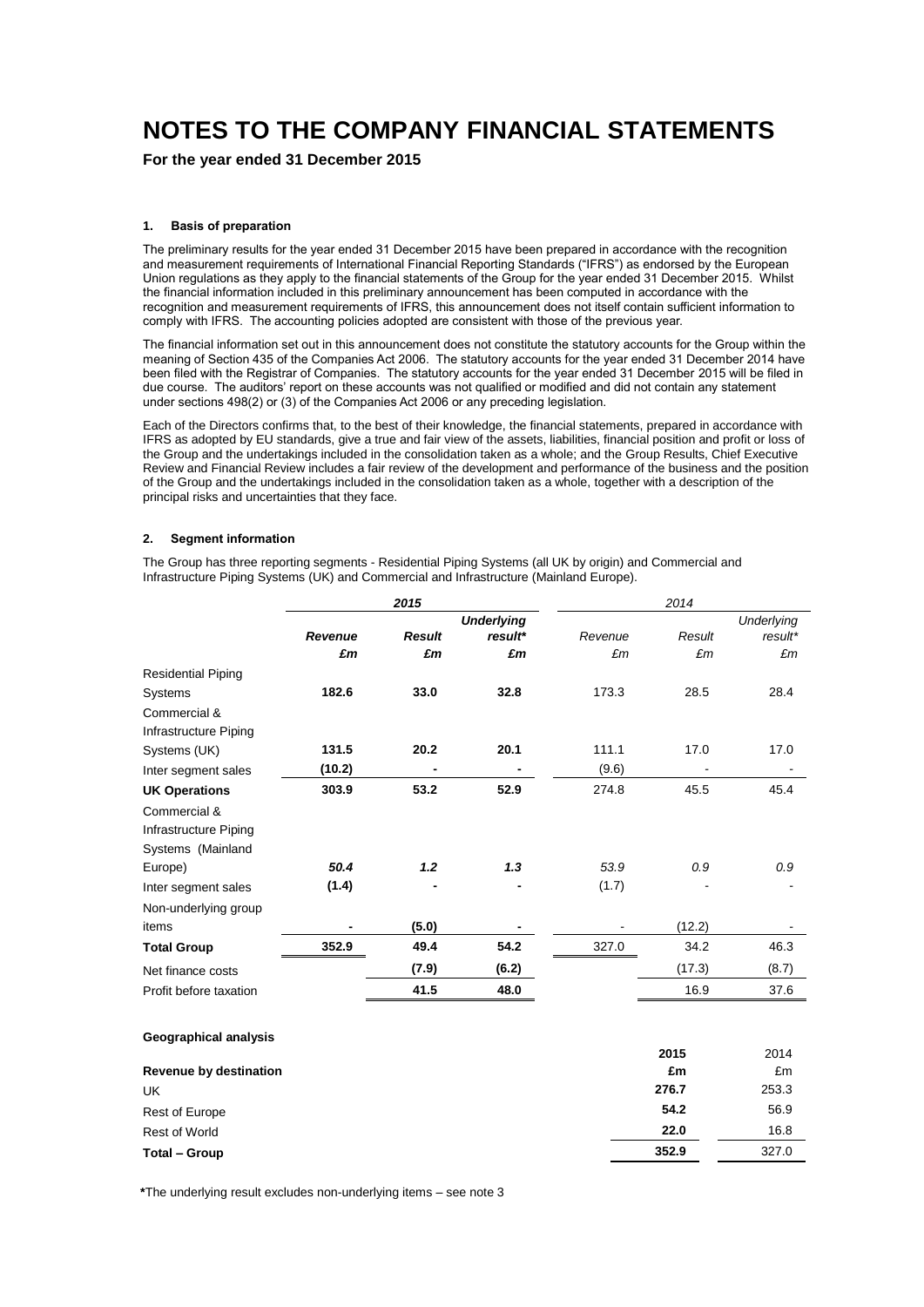# NOTES TO THE COMPANY FINANCIAL STATEMENTS

**For the year ended 31 December 2015**

#### 1. Basis of preparation

The preliminary results for the year ended 31 December 2015 have been prepared in accordance with the recognition and measurement requirements of International Financial Reporting Standards ("IFRS") as endorsed by the European Union regulations as they apply to the financial statements of the Group for the year ended 31 December 2015. Whilst the financial information included in this preliminary announcement has been computed in accordance with the recognition and measurement requirements of IFRS, this announcement does not itself contain sufficient information to comply with IFRS. The accounting policies adopted are consistent with those of the previous year.

The financial information set out in this announcement does not constitute the statutory accounts for the Group within the meaning of Section 435 of the Companies Act 2006. The statutory accounts for the year ended 31 December 2014 have been filed with the Registrar of Companies. The statutory accounts for the year ended 31 December 2015 will be filed in due course. The auditors' report on these accounts was not qualified or modified and did not contain any statement under sections 498(2) or (3) of the Companies Act 2006 or any preceding legislation.

Each of the Directors confirms that, to the best of their knowledge, the financial statements, prepared in accordance with IFRS as adopted by EU standards, give a true and fair view of the assets, liabilities, financial position and profit or loss of the Group and the undertakings included in the consolidation taken as a whole; and the Group Results, Chief Executive Review and Financial Review includes a fair review of the development and performance of the business and the position of the Group and the undertakings included in the consolidation taken as a whole, together with a description of the principal risks and uncertainties that they face.

#### 2. Segment information

The Group has three reporting segments - Residential Piping Systems (all UK by origin) and Commercial and Infrastructure Piping Systems (UK) and Commercial and Infrastructure (Mainland Europe).

| | ***2015*** | | | *2014* | | |
|---|---|---|---|---|---|---|
| | ***Revenue*** | ***Result*** | ***Underlying result**** | *Revenue* | *Result* | *Underlying result** |
| | ***£m*** | ***£m*** | ***£m*** | *£m* | *£m* | *£m* |
| Residential Piping Systems | **182.6** | **33.0** | **32.8** | 173.3 | 28.5 | 28.4 |
| Commercial & Infrastructure Piping Systems (UK) | **131.5** | **20.2** | **20.1** | 111.1 | 17.0 | 17.0 |
| Inter segment sales | **(10.2)** | **-** | **-** | (9.6) | - | - |
| **UK Operations** | **303.9** | **53.2** | **52.9** | 274.8 | 45.5 | 45.4 |
| Commercial & Infrastructure Piping Systems (Mainland Europe) | ***50.4*** | ***1.2*** | ***1.3*** | *53.9* | *0.9* | *0.9* |
| Inter segment sales | **(1.4)** | **-** | **-** | (1.7) | - | - |
| Non-underlying group items | **-** | **(5.0)** | **-** | - | (12.2) | - |
| **Total Group** | **352.9** | **49.4** | **54.2** | 327.0 | 34.2 | 46.3 |
| Net finance costs | | **(7.9)** | **(6.2)** | | (17.3) | (8.7) |
| Profit before taxation | | **41.5** | **48.0** | | 16.9 | 37.6 |

**Geographical analysis**

| **Revenue by destination** | **2015** | 2014 |
|---|---|---|
| | **£m** | £m |
| UK | **276.7** | 253.3 |
| Rest of Europe | **54.2** | 56.9 |
| Rest of World | **22.0** | 16.8 |
| **Total – Group** | **352.9** | 327.0 |

***The underlying result excludes non-underlying items – see note 3**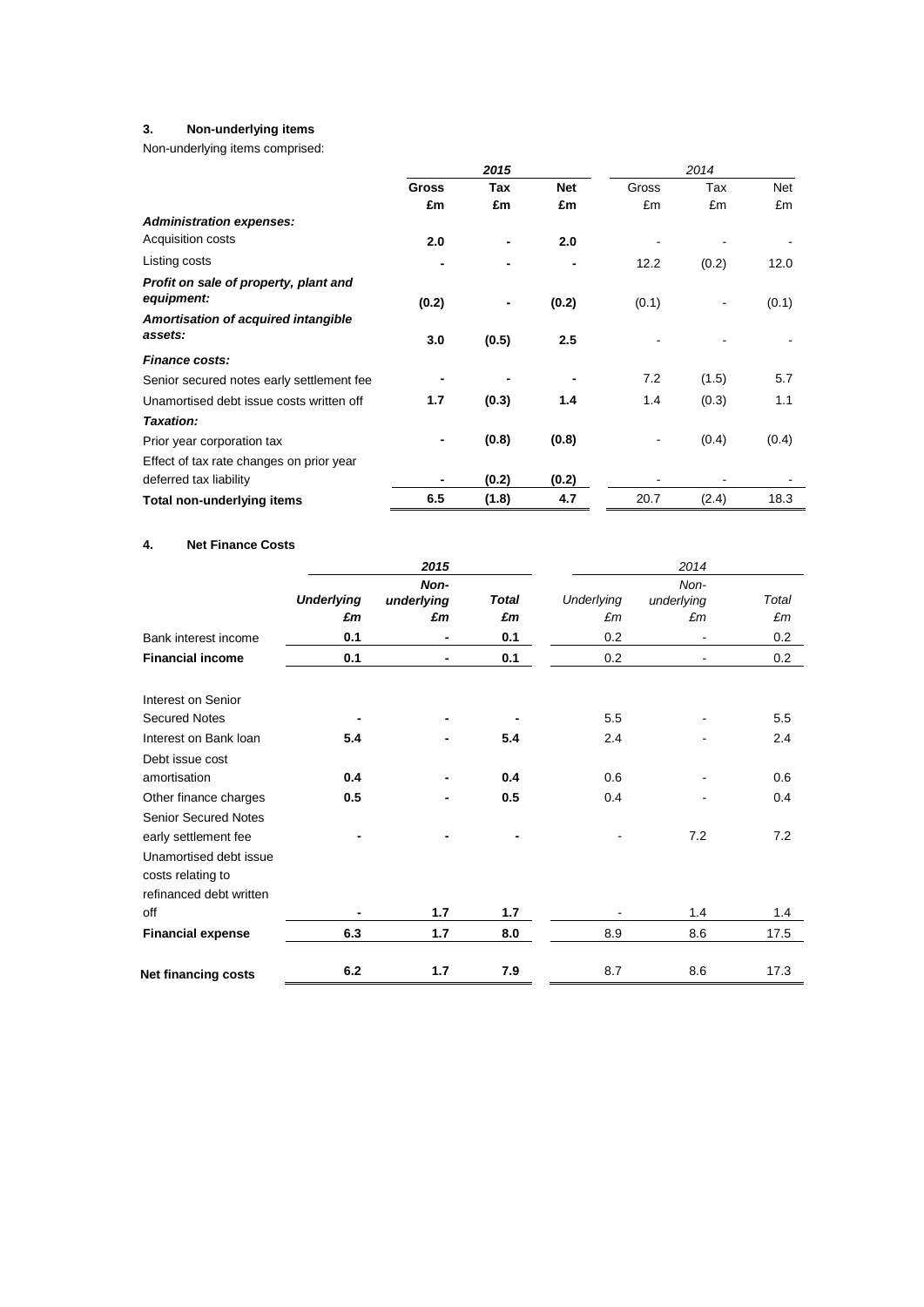### 3. Non-underlying items

Non-underlying items comprised:

| | 2015 | | | 2014 | | |
|---|---|---|---|---|---|---|
| | **Gross** | **Tax** | **Net** | Gross | Tax | Net |
| | **£m** | **£m** | **£m** | £m | £m | £m |
| ***Administration expenses:*** | | | | | | |
| Acquisition costs | **2.0** | **-** | **2.0** | - | - | - |
| Listing costs | **-** | **-** | **-** | 12.2 | (0.2) | 12.0 |
| ***Profit on sale of property, plant and equipment:*** | **(0.2)** | **-** | **(0.2)** | (0.1) | - | (0.1) |
| ***Amortisation of acquired intangible assets:*** | **3.0** | **(0.5)** | **2.5** | - | - | - |
| ***Finance costs:*** | | | | | | |
| Senior secured notes early settlement fee | **-** | **-** | **-** | 7.2 | (1.5) | 5.7 |
| Unamortised debt issue costs written off | **1.7** | **(0.3)** | **1.4** | 1.4 | (0.3) | 1.1 |
| ***Taxation:*** | | | | | | |
| Prior year corporation tax | **-** | **(0.8)** | **(0.8)** | - | (0.4) | (0.4) |
| Effect of tax rate changes on prior year deferred tax liability | **-** | **(0.2)** | **(0.2)** | - | - | - |
| **Total non-underlying items** | **6.5** | **(1.8)** | **4.7** | 20.7 | (2.4) | 18.3 |

### 4. Net Finance Costs

| | 2015 | | | 2014 | | |
|---|---|---|---|---|---|---|
| | ***Underlying*** | ***Non-underlying*** | ***Total*** | *Underlying* | *Non-underlying* | *Total* |
| | ***£m*** | ***£m*** | ***£m*** | *£m* | *£m* | *£m* |
| Bank interest income | **0.1** | **-** | **0.1** | 0.2 | - | 0.2 |
| **Financial income** | **0.1** | **-** | **0.1** | 0.2 | - | 0.2 |
| | | | | | | |
| Interest on Senior Secured Notes | **-** | **-** | **-** | 5.5 | - | 5.5 |
| Interest on Bank loan | **5.4** | **-** | **5.4** | 2.4 | - | 2.4 |
| Debt issue cost amortisation | **0.4** | **-** | **0.4** | 0.6 | - | 0.6 |
| Other finance charges | **0.5** | **-** | **0.5** | 0.4 | - | 0.4 |
| Senior Secured Notes early settlement fee | **-** | **-** | **-** | - | 7.2 | 7.2 |
| Unamortised debt issue costs relating to refinanced debt written off | **-** | **1.7** | **1.7** | - | 1.4 | 1.4 |
| **Financial expense** | **6.3** | **1.7** | **8.0** | 8.9 | 8.6 | 17.5 |
| | | | | | | |
| **Net financing costs** | **6.2** | **1.7** | **7.9** | 8.7 | 8.6 | 17.3 |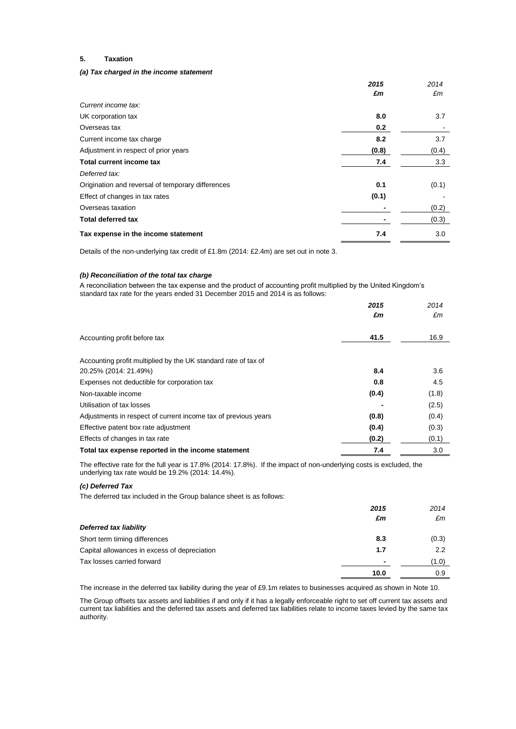## 5. Taxation

### *(a) Tax charged in the income statement*

| | 2015 | 2014 |
|---|---|---|
| | £m | £m |
| *Current income tax:* | | |
| UK corporation tax | 8.0 | 3.7 |
| Overseas tax | 0.2 | - |
| Current income tax charge | 8.2 | 3.7 |
| Adjustment in respect of prior years | (0.8) | (0.4) |
| **Total current income tax** | 7.4 | 3.3 |
| *Deferred tax:* | | |
| Origination and reversal of temporary differences | 0.1 | (0.1) |
| Effect of changes in tax rates | (0.1) | - |
| Overseas taxation | - | (0.2) |
| **Total deferred tax** | - | (0.3) |
| **Tax expense in the income statement** | 7.4 | 3.0 |

Details of the non-underlying tax credit of £1.8m (2014: £2.4m) are set out in note 3.

### *(b) Reconciliation of the total tax charge*

A reconciliation between the tax expense and the product of accounting profit multiplied by the United Kingdom's standard tax rate for the years ended 31 December 2015 and 2014 is as follows:

| | 2015 | 2014 |
|---|---|---|
| | £m | £m |
| Accounting profit before tax | 41.5 | 16.9 |
| Accounting profit multiplied by the UK standard rate of tax of 20.25% (2014: 21.49%) | 8.4 | 3.6 |
| Expenses not deductible for corporation tax | 0.8 | 4.5 |
| Non-taxable income | (0.4) | (1.8) |
| Utilisation of tax losses | - | (2.5) |
| Adjustments in respect of current income tax of previous years | (0.8) | (0.4) |
| Effective patent box rate adjustment | (0.4) | (0.3) |
| Effects of changes in tax rate | (0.2) | (0.1) |
| **Total tax expense reported in the income statement** | 7.4 | 3.0 |

The effective rate for the full year is 17.8% (2014: 17.8%). If the impact of non-underlying costs is excluded, the underlying tax rate would be 19.2% (2014: 14.4%).

### *(c) Deferred Tax*

The deferred tax included in the Group balance sheet is as follows:

| | 2015 | 2014 |
|---|---|---|
| | £m | £m |
| ***Deferred tax liability*** | | |
| Short term timing differences | 8.3 | (0.3) |
| Capital allowances in excess of depreciation | 1.7 | 2.2 |
| Tax losses carried forward | - | (1.0) |
| | 10.0 | 0.9 |

The increase in the deferred tax liability during the year of £9.1m relates to businesses acquired as shown in Note 10.

The Group offsets tax assets and liabilities if and only if it has a legally enforceable right to set off current tax assets and current tax liabilities and the deferred tax assets and deferred tax liabilities relate to income taxes levied by the same tax authority.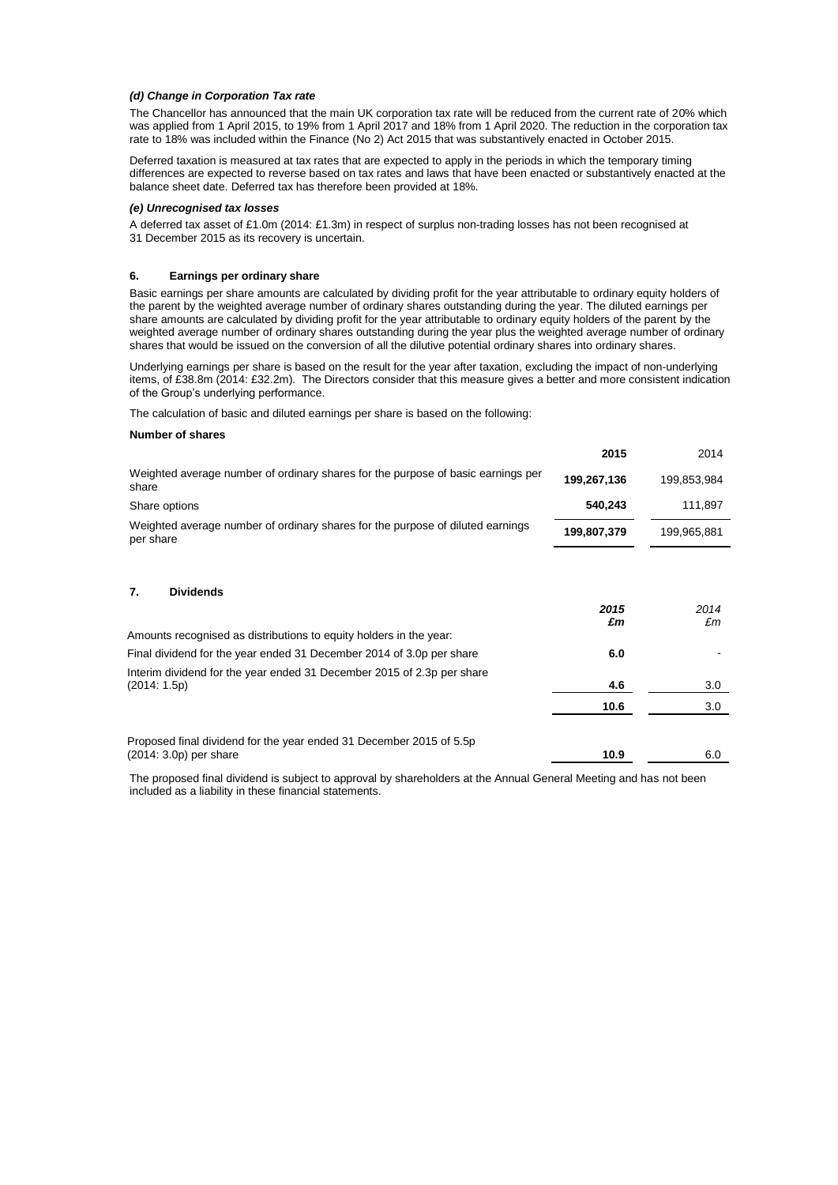#### *(d) Change in Corporation Tax rate*

The Chancellor has announced that the main UK corporation tax rate will be reduced from the current rate of 20% which was applied from 1 April 2015, to 19% from 1 April 2017 and 18% from 1 April 2020. The reduction in the corporation tax rate to 18% was included within the Finance (No 2) Act 2015 that was substantively enacted in October 2015.

Deferred taxation is measured at tax rates that are expected to apply in the periods in which the temporary timing differences are expected to reverse based on tax rates and laws that have been enacted or substantively enacted at the balance sheet date. Deferred tax has therefore been provided at 18%.

#### *(e) Unrecognised tax losses*

A deferred tax asset of £1.0m (2014: £1.3m) in respect of surplus non-trading losses has not been recognised at 31 December 2015 as its recovery is uncertain.

### 6. Earnings per ordinary share

Basic earnings per share amounts are calculated by dividing profit for the year attributable to ordinary equity holders of the parent by the weighted average number of ordinary shares outstanding during the year. The diluted earnings per share amounts are calculated by dividing profit for the year attributable to ordinary equity holders of the parent by the weighted average number of ordinary shares outstanding during the year plus the weighted average number of ordinary shares that would be issued on the conversion of all the dilutive potential ordinary shares into ordinary shares.

Underlying earnings per share is based on the result for the year after taxation, excluding the impact of non-underlying items, of £38.8m (2014: £32.2m). The Directors consider that this measure gives a better and more consistent indication of the Group's underlying performance.

The calculation of basic and diluted earnings per share is based on the following:

**Number of shares**

| | **2015** | 2014 |
|---|---|---|
| Weighted average number of ordinary shares for the purpose of basic earnings per share | **199,267,136** | 199,853,984 |
| Share options | **540,243** | 111,897 |
| Weighted average number of ordinary shares for the purpose of diluted earnings per share | **199,807,379** | 199,965,881 |

### 7. Dividends

| | ***2015 £m*** | *2014 £m* |
|---|---|---|
| Amounts recognised as distributions to equity holders in the year: | | |
| Final dividend for the year ended 31 December 2014 of 3.0p per share | **6.0** | - |
| Interim dividend for the year ended 31 December 2015 of 2.3p per share (2014: 1.5p) | **4.6** | 3.0 |
| | **10.6** | 3.0 |
| Proposed final dividend for the year ended 31 December 2015 of 5.5p (2014: 3.0p) per share | **10.9** | 6.0 |

The proposed final dividend is subject to approval by shareholders at the Annual General Meeting and has not been included as a liability in these financial statements.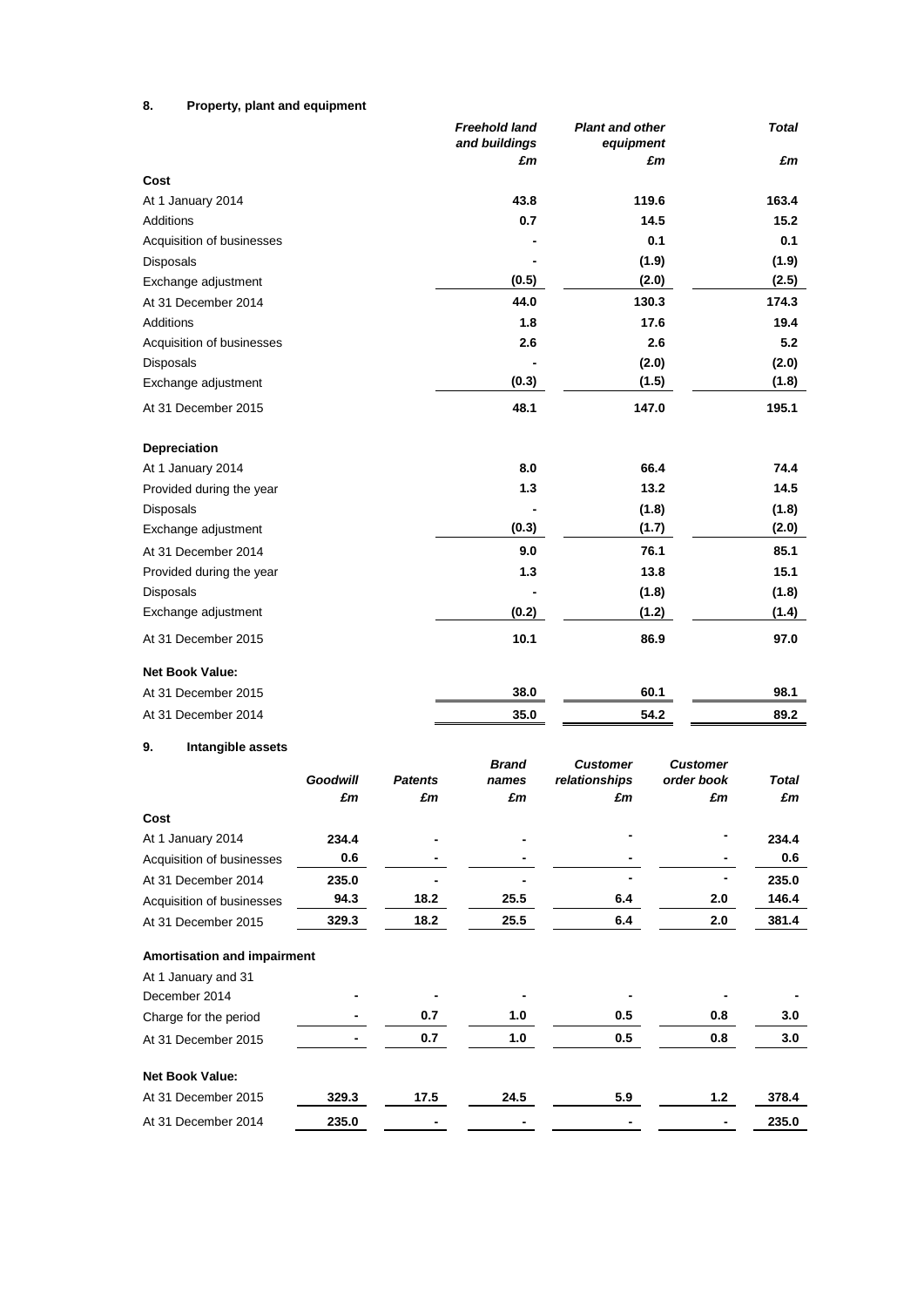### 8. Property, plant and equipment

| | *Freehold land and buildings* | *Plant and other equipment* | *Total* |
|---|---|---|---|
| | *£m* | *£m* | *£m* |
| **Cost** | | | |
| At 1 January 2014 | **43.8** | **119.6** | **163.4** |
| Additions | **0.7** | **14.5** | **15.2** |
| Acquisition of businesses | **-** | **0.1** | **0.1** |
| Disposals | **-** | **(1.9)** | **(1.9)** |
| Exchange adjustment | **(0.5)** | **(2.0)** | **(2.5)** |
| At 31 December 2014 | **44.0** | **130.3** | **174.3** |
| Additions | **1.8** | **17.6** | **19.4** |
| Acquisition of businesses | **2.6** | **2.6** | **5.2** |
| Disposals | **-** | **(2.0)** | **(2.0)** |
| Exchange adjustment | **(0.3)** | **(1.5)** | **(1.8)** |
| At 31 December 2015 | **48.1** | **147.0** | **195.1** |
| | | | |
| **Depreciation** | | | |
| At 1 January 2014 | **8.0** | **66.4** | **74.4** |
| Provided during the year | **1.3** | **13.2** | **14.5** |
| Disposals | **-** | **(1.8)** | **(1.8)** |
| Exchange adjustment | **(0.3)** | **(1.7)** | **(2.0)** |
| At 31 December 2014 | **9.0** | **76.1** | **85.1** |
| Provided during the year | **1.3** | **13.8** | **15.1** |
| Disposals | **-** | **(1.8)** | **(1.8)** |
| Exchange adjustment | **(0.2)** | **(1.2)** | **(1.4)** |
| At 31 December 2015 | **10.1** | **86.9** | **97.0** |
| | | | |
| **Net Book Value:** | | | |
| At 31 December 2015 | **38.0** | **60.1** | **98.1** |
| At 31 December 2014 | **35.0** | **54.2** | **89.2** |

### 9. Intangible assets

| | *Goodwill* | *Patents* | *Brand names* | *Customer relationships* | *Customer order book* | *Total* |
|---|---|---|---|---|---|---|
| | *£m* | *£m* | *£m* | *£m* | *£m* | *£m* |
| **Cost** | | | | | | |
| At 1 January 2014 | **234.4** | **-** | **-** | **-** | **-** | **234.4** |
| Acquisition of businesses | **0.6** | **-** | **-** | **-** | **-** | **0.6** |
| At 31 December 2014 | **235.0** | **-** | **-** | **-** | **-** | **235.0** |
| Acquisition of businesses | **94.3** | **18.2** | **25.5** | **6.4** | **2.0** | **146.4** |
| At 31 December 2015 | **329.3** | **18.2** | **25.5** | **6.4** | **2.0** | **381.4** |
| | | | | | | |
| **Amortisation and impairment** | | | | | | |
| At 1 January and 31 December 2014 | **-** | **-** | **-** | **-** | **-** | **-** |
| Charge for the period | **-** | **0.7** | **1.0** | **0.5** | **0.8** | **3.0** |
| At 31 December 2015 | **-** | **0.7** | **1.0** | **0.5** | **0.8** | **3.0** |
| | | | | | | |
| **Net Book Value:** | | | | | | |
| At 31 December 2015 | **329.3** | **17.5** | **24.5** | **5.9** | **1.2** | **378.4** |
| At 31 December 2014 | **235.0** | **-** | **-** | **-** | **-** | **235.0** |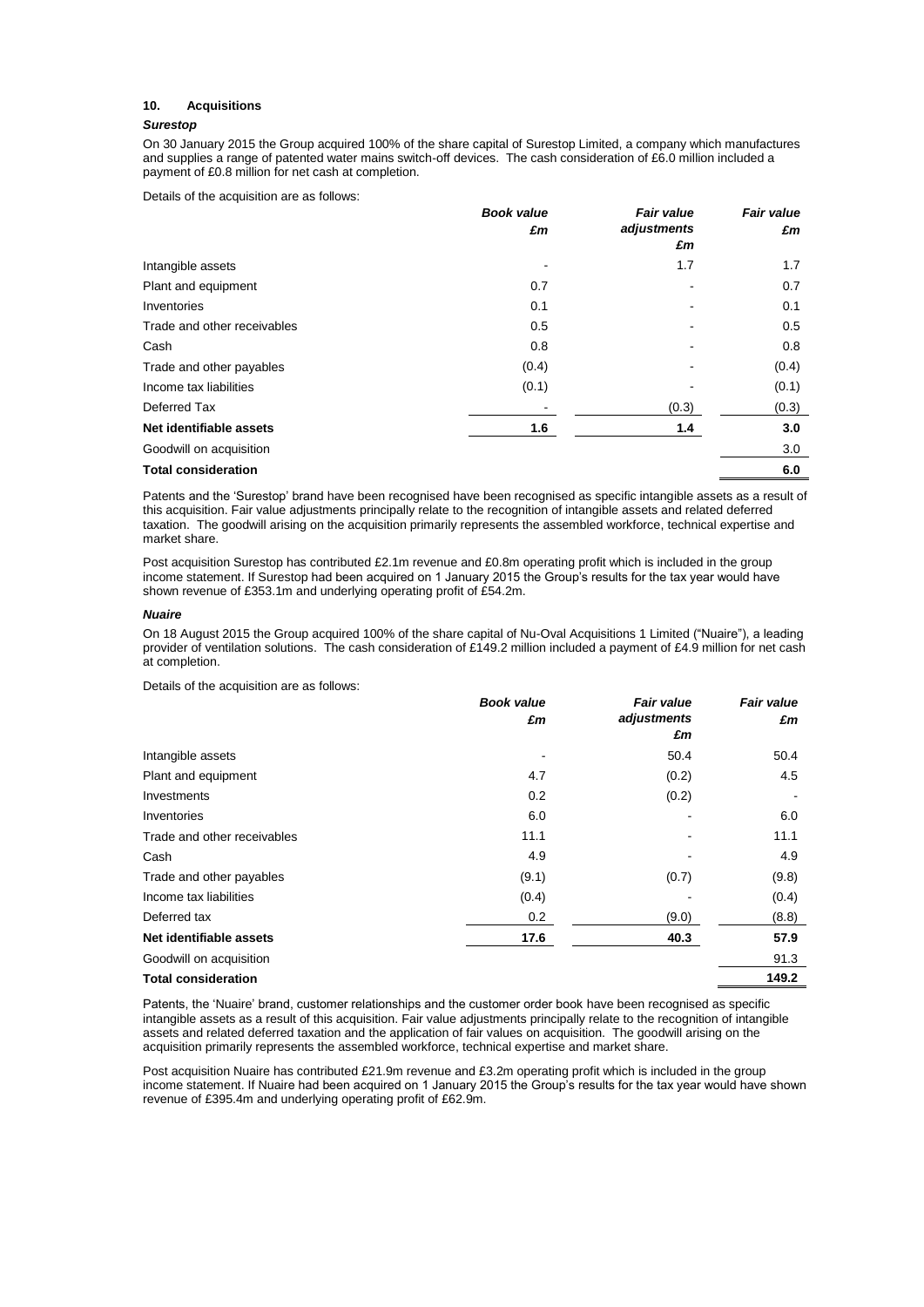## 10. Acquisitions

### *Surestop*

On 30 January 2015 the Group acquired 100% of the share capital of Surestop Limited, a company which manufactures and supplies a range of patented water mains switch-off devices. The cash consideration of £6.0 million included a payment of £0.8 million for net cash at completion.

Details of the acquisition are as follows:

| | *Book value* *£m* | *Fair value adjustments* *£m* | *Fair value* *£m* |
|---|---|---|---|
| Intangible assets | - | 1.7 | 1.7 |
| Plant and equipment | 0.7 | - | 0.7 |
| Inventories | 0.1 | - | 0.1 |
| Trade and other receivables | 0.5 | - | 0.5 |
| Cash | 0.8 | - | 0.8 |
| Trade and other payables | (0.4) | - | (0.4) |
| Income tax liabilities | (0.1) | - | (0.1) |
| Deferred Tax | - | (0.3) | (0.3) |
| **Net identifiable assets** | **1.6** | **1.4** | **3.0** |
| Goodwill on acquisition | | | 3.0 |
| **Total consideration** | | | **6.0** |

Patents and the 'Surestop' brand have been recognised have been recognised as specific intangible assets as a result of this acquisition. Fair value adjustments principally relate to the recognition of intangible assets and related deferred taxation. The goodwill arising on the acquisition primarily represents the assembled workforce, technical expertise and market share.

Post acquisition Surestop has contributed £2.1m revenue and £0.8m operating profit which is included in the group income statement. If Surestop had been acquired on 1 January 2015 the Group's results for the tax year would have shown revenue of £353.1m and underlying operating profit of £54.2m.

### *Nuaire*

On 18 August 2015 the Group acquired 100% of the share capital of Nu-Oval Acquisitions 1 Limited ("Nuaire"), a leading provider of ventilation solutions. The cash consideration of £149.2 million included a payment of £4.9 million for net cash at completion.

Details of the acquisition are as follows:

| | *Book value* *£m* | *Fair value adjustments* *£m* | *Fair value* *£m* |
|---|---|---|---|
| Intangible assets | - | 50.4 | 50.4 |
| Plant and equipment | 4.7 | (0.2) | 4.5 |
| Investments | 0.2 | (0.2) | - |
| Inventories | 6.0 | - | 6.0 |
| Trade and other receivables | 11.1 | - | 11.1 |
| Cash | 4.9 | - | 4.9 |
| Trade and other payables | (9.1) | (0.7) | (9.8) |
| Income tax liabilities | (0.4) | - | (0.4) |
| Deferred tax | 0.2 | (9.0) | (8.8) |
| **Net identifiable assets** | **17.6** | **40.3** | **57.9** |
| Goodwill on acquisition | | | 91.3 |
| **Total consideration** | | | **149.2** |

Patents, the 'Nuaire' brand, customer relationships and the customer order book have been recognised as specific intangible assets as a result of this acquisition. Fair value adjustments principally relate to the recognition of intangible assets and related deferred taxation and the application of fair values on acquisition. The goodwill arising on the acquisition primarily represents the assembled workforce, technical expertise and market share.

Post acquisition Nuaire has contributed £21.9m revenue and £3.2m operating profit which is included in the group income statement. If Nuaire had been acquired on 1 January 2015 the Group's results for the tax year would have shown revenue of £395.4m and underlying operating profit of £62.9m.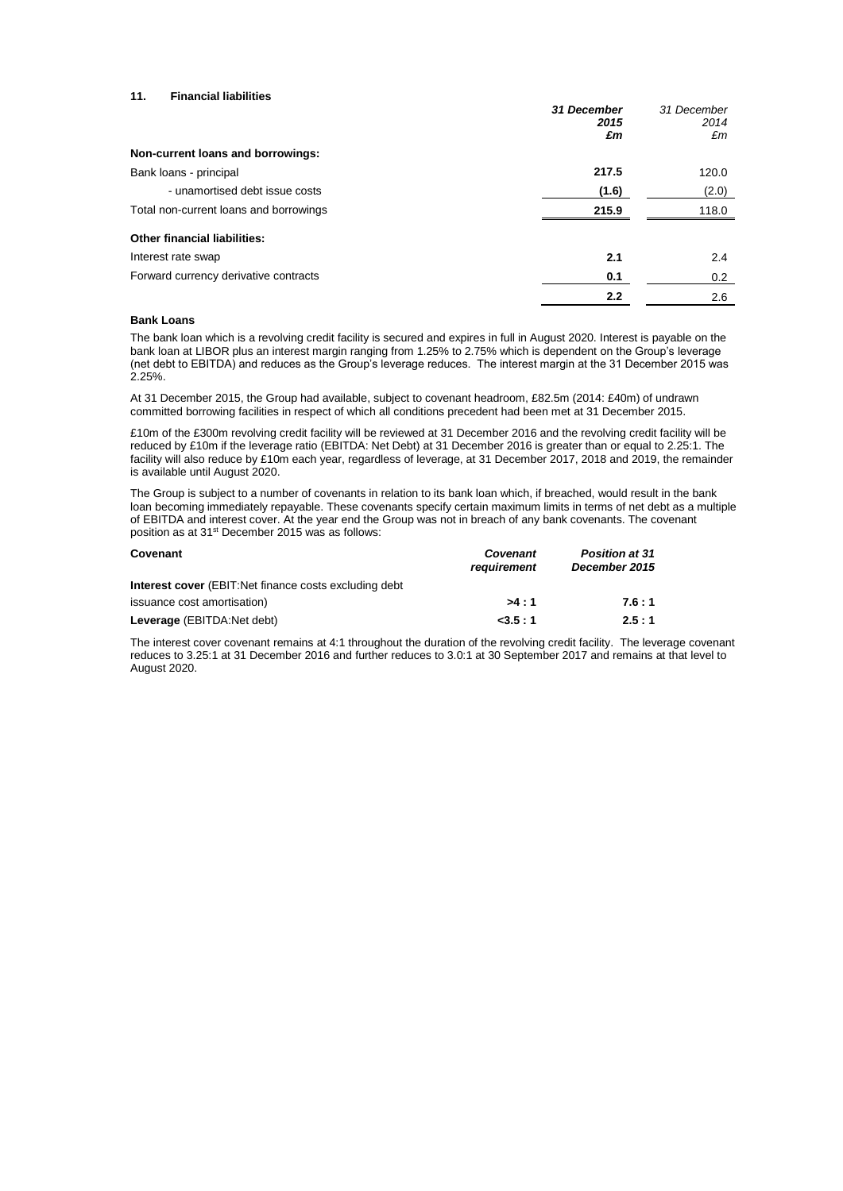### 11. Financial liabilities

| | *31 December 2015 £m* | *31 December 2014 £m* |
|---|---|---|
| **Non-current loans and borrowings:** | | |
| Bank loans - principal | **217.5** | 120.0 |
| - unamortised debt issue costs | **(1.6)** | (2.0) |
| Total non-current loans and borrowings | **215.9** | 118.0 |
| **Other financial liabilities:** | | |
| Interest rate swap | **2.1** | 2.4 |
| Forward currency derivative contracts | **0.1** | 0.2 |
| | **2.2** | 2.6 |

**Bank Loans**

The bank loan which is a revolving credit facility is secured and expires in full in August 2020. Interest is payable on the bank loan at LIBOR plus an interest margin ranging from 1.25% to 2.75% which is dependent on the Group's leverage (net debt to EBITDA) and reduces as the Group's leverage reduces. The interest margin at the 31 December 2015 was 2.25%.

At 31 December 2015, the Group had available, subject to covenant headroom, £82.5m (2014: £40m) of undrawn committed borrowing facilities in respect of which all conditions precedent had been met at 31 December 2015.

£10m of the £300m revolving credit facility will be reviewed at 31 December 2016 and the revolving credit facility will be reduced by £10m if the leverage ratio (EBITDA: Net Debt) at 31 December 2016 is greater than or equal to 2.25:1. The facility will also reduce by £10m each year, regardless of leverage, at 31 December 2017, 2018 and 2019, the remainder is available until August 2020.

The Group is subject to a number of covenants in relation to its bank loan which, if breached, would result in the bank loan becoming immediately repayable. These covenants specify certain maximum limits in terms of net debt as a multiple of EBITDA and interest cover. At the year end the Group was not in breach of any bank covenants. The covenant position as at 31st December 2015 was as follows:

| **Covenant** | ***Covenant requirement*** | ***Position at 31 December 2015*** |
|---|---|---|
| **Interest cover** (EBIT:Net finance costs excluding debt issuance cost amortisation) | **>4 : 1** | **7.6 : 1** |
| **Leverage** (EBITDA:Net debt) | **<3.5 : 1** | **2.5 : 1** |

The interest cover covenant remains at 4:1 throughout the duration of the revolving credit facility. The leverage covenant reduces to 3.25:1 at 31 December 2016 and further reduces to 3.0:1 at 30 September 2017 and remains at that level to August 2020.